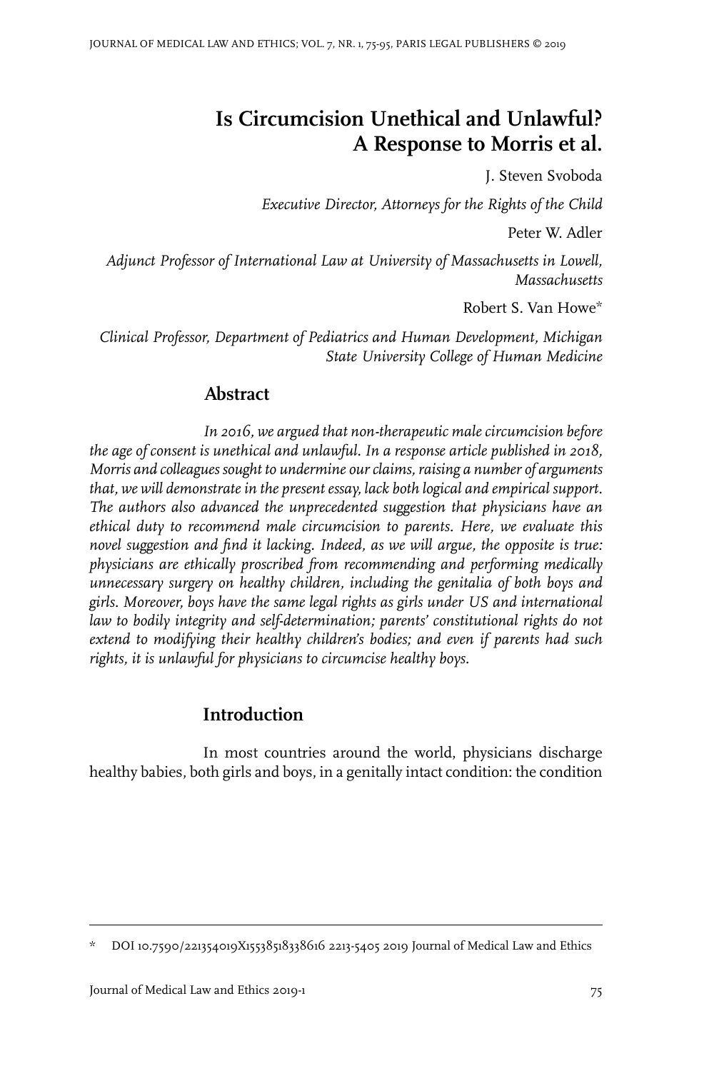# Is Circumcision Unethical and Unlawful? A Response to Morris et al.

J. Steven Svoboda

*Executive Director, Attorneys for the Rights of the Child*

Peter W. Adler

*Adjunct Professor of International Law at University of Massachusetts in Lowell, Massachusetts*

Robert S. Van Howe*

*Clinical Professor, Department of Pediatrics and Human Development, Michigan State University College of Human Medicine*

## Abstract

*In 2016, we argued that non-therapeutic male circumcision before the age of consent is unethical and unlawful. In a response article published in 2018, Morris and colleagues sought to undermine our claims, raising a number of arguments that, we will demonstrate in the present essay, lack both logical and empirical support. The authors also advanced the unprecedented suggestion that physicians have an ethical duty to recommend male circumcision to parents. Here, we evaluate this novel suggestion and find it lacking. Indeed, as we will argue, the opposite is true: physicians are ethically proscribed from recommending and performing medically unnecessary surgery on healthy children, including the genitalia of both boys and girls. Moreover, boys have the same legal rights as girls under US and international law to bodily integrity and self-determination; parents' constitutional rights do not extend to modifying their healthy children's bodies; and even if parents had such rights, it is unlawful for physicians to circumcise healthy boys.*

## Introduction

In most countries around the world, physicians discharge healthy babies, both girls and boys, in a genitally intact condition: the condition

---

\* DOI 10.7590/221354019X15538518338616 2213-5405 2019 Journal of Medical Law and Ethics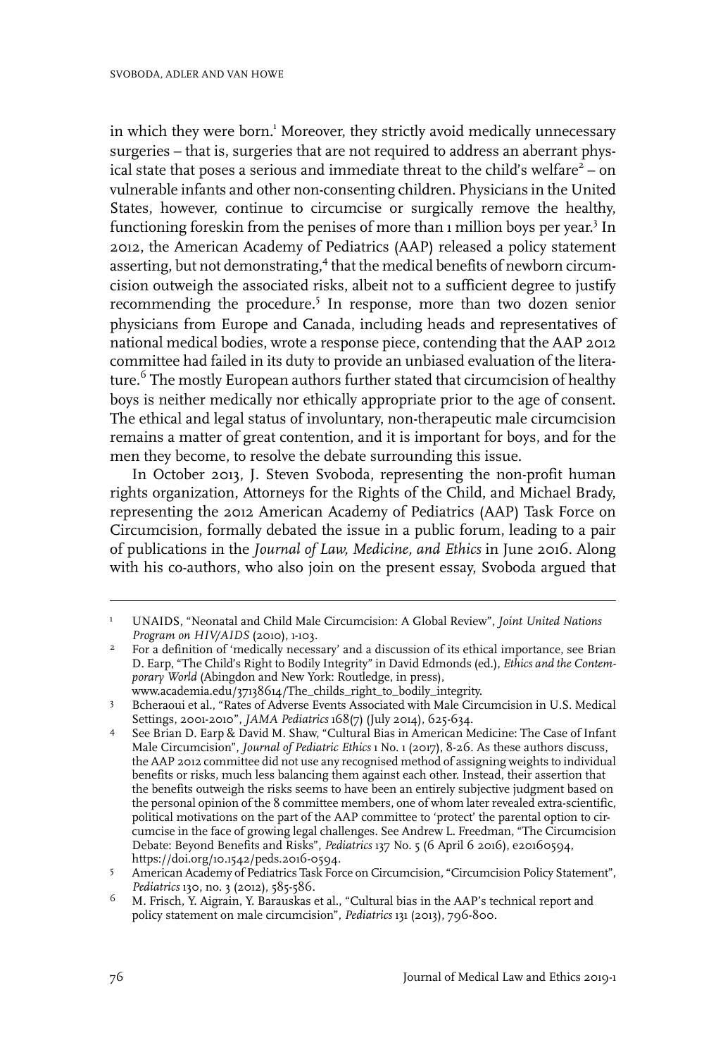in which they were born.[1] Moreover, they strictly avoid medically unnecessary surgeries – that is, surgeries that are not required to address an aberrant physical state that poses a serious and immediate threat to the child's welfare[2] – on vulnerable infants and other non-consenting children. Physicians in the United States, however, continue to circumcise or surgically remove the healthy, functioning foreskin from the penises of more than 1 million boys per year.[3] In 2012, the American Academy of Pediatrics (AAP) released a policy statement asserting, but not demonstrating,[4] that the medical benefits of newborn circumcision outweigh the associated risks, albeit not to a sufficient degree to justify recommending the procedure.[5] In response, more than two dozen senior physicians from Europe and Canada, including heads and representatives of national medical bodies, wrote a response piece, contending that the AAP 2012 committee had failed in its duty to provide an unbiased evaluation of the literature.[6] The mostly European authors further stated that circumcision of healthy boys is neither medically nor ethically appropriate prior to the age of consent. The ethical and legal status of involuntary, non-therapeutic male circumcision remains a matter of great contention, and it is important for boys, and for the men they become, to resolve the debate surrounding this issue.

In October 2013, J. Steven Svoboda, representing the non-profit human rights organization, Attorneys for the Rights of the Child, and Michael Brady, representing the 2012 American Academy of Pediatrics (AAP) Task Force on Circumcision, formally debated the issue in a public forum, leading to a pair of publications in the *Journal of Law, Medicine, and Ethics* in June 2016. Along with his co-authors, who also join on the present essay, Svoboda argued that

---

1 UNAIDS, "Neonatal and Child Male Circumcision: A Global Review", *Joint United Nations Program on HIV/AIDS* (2010), 1-103.

2 For a definition of 'medically necessary' and a discussion of its ethical importance, see Brian D. Earp, "The Child's Right to Bodily Integrity" in David Edmonds (ed.), *Ethics and the Contemporary World* (Abingdon and New York: Routledge, in press), www.academia.edu/37138614/The_childs_right_to_bodily_integrity.

3 Bcheraoui et al., "Rates of Adverse Events Associated with Male Circumcision in U.S. Medical Settings, 2001-2010", *JAMA Pediatrics* 168(7) (July 2014), 625-634.

4 See Brian D. Earp & David M. Shaw, "Cultural Bias in American Medicine: The Case of Infant Male Circumcision", *Journal of Pediatric Ethics* 1 No. 1 (2017), 8-26. As these authors discuss, the AAP 2012 committee did not use any recognised method of assigning weights to individual benefits or risks, much less balancing them against each other. Instead, their assertion that the benefits outweigh the risks seems to have been an entirely subjective judgment based on the personal opinion of the 8 committee members, one of whom later revealed extra-scientific, political motivations on the part of the AAP committee to 'protect' the parental option to circumcise in the face of growing legal challenges. See Andrew L. Freedman, "The Circumcision Debate: Beyond Benefits and Risks", *Pediatrics* 137 No. 5 (6 April 6 2016), e20160594, https://doi.org/10.1542/peds.2016-0594.

5 American Academy of Pediatrics Task Force on Circumcision, "Circumcision Policy Statement", *Pediatrics* 130, no. 3 (2012), 585-586.

6 M. Frisch, Y. Aigrain, Y. Barauskas et al., "Cultural bias in the AAP's technical report and policy statement on male circumcision", *Pediatrics* 131 (2013), 796-800.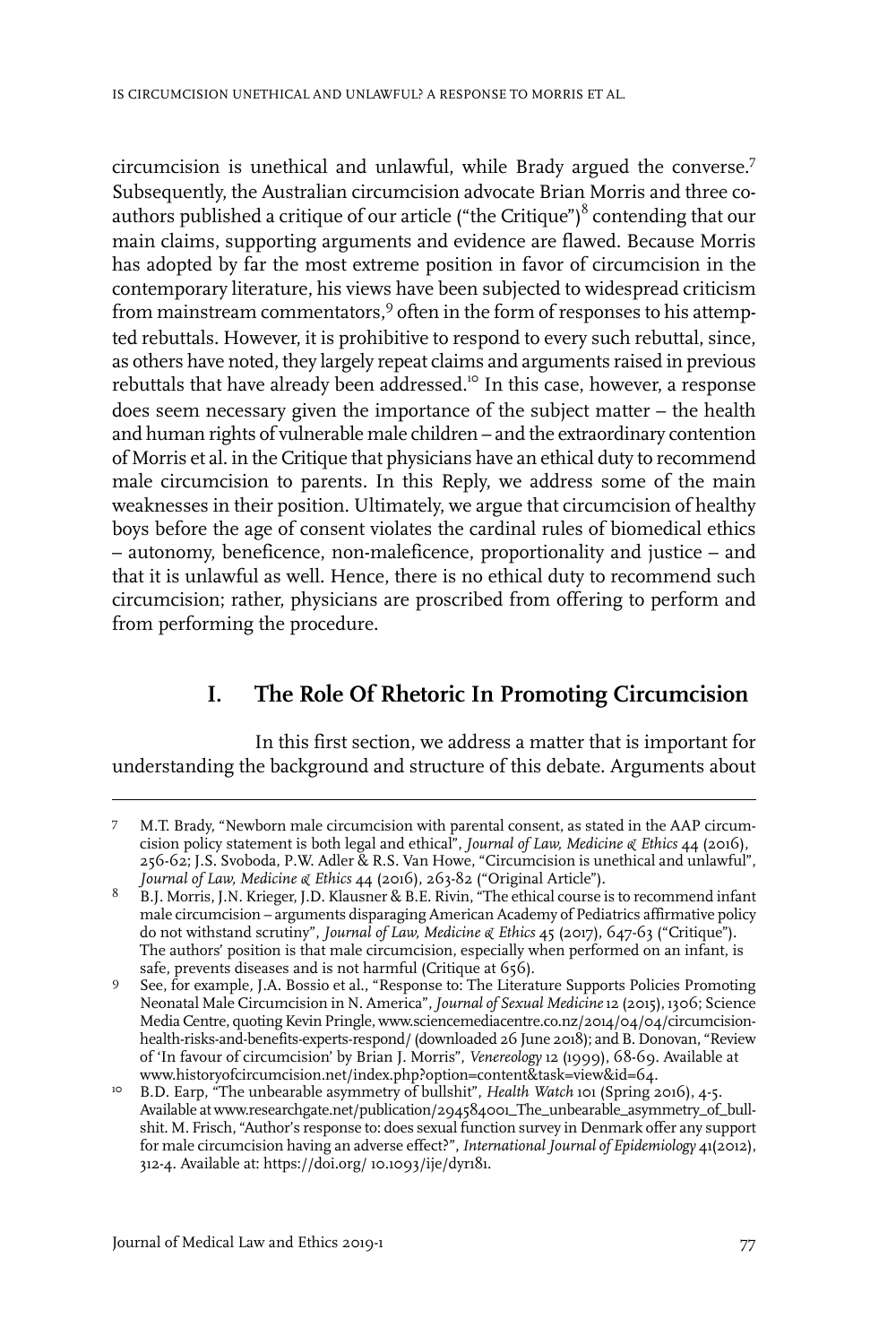circumcision is unethical and unlawful, while Brady argued the converse.[7] Subsequently, the Australian circumcision advocate Brian Morris and three co-authors published a critique of our article ("the Critique")[8] contending that our main claims, supporting arguments and evidence are flawed. Because Morris has adopted by far the most extreme position in favor of circumcision in the contemporary literature, his views have been subjected to widespread criticism from mainstream commentators,[9] often in the form of responses to his attempted rebuttals. However, it is prohibitive to respond to every such rebuttal, since, as others have noted, they largely repeat claims and arguments raised in previous rebuttals that have already been addressed.[10] In this case, however, a response does seem necessary given the importance of the subject matter – the health and human rights of vulnerable male children – and the extraordinary contention of Morris et al. in the Critique that physicians have an ethical duty to recommend male circumcision to parents. In this Reply, we address some of the main weaknesses in their position. Ultimately, we argue that circumcision of healthy boys before the age of consent violates the cardinal rules of biomedical ethics – autonomy, beneficence, non-maleficence, proportionality and justice – and that it is unlawful as well. Hence, there is no ethical duty to recommend such circumcision; rather, physicians are proscribed from offering to perform and from performing the procedure.

## I. The Role Of Rhetoric In Promoting Circumcision

In this first section, we address a matter that is important for understanding the background and structure of this debate. Arguments about

---

[7] M.T. Brady, "Newborn male circumcision with parental consent, as stated in the AAP circumcision policy statement is both legal and ethical", *Journal of Law, Medicine & Ethics* 44 (2016), 256-62; J.S. Svoboda, P.W. Adler & R.S. Van Howe, "Circumcision is unethical and unlawful", *Journal of Law, Medicine & Ethics* 44 (2016), 263-82 ("Original Article").

[8] B.J. Morris, J.N. Krieger, J.D. Klausner & B.E. Rivin, "The ethical course is to recommend infant male circumcision – arguments disparaging American Academy of Pediatrics affirmative policy do not withstand scrutiny", *Journal of Law, Medicine & Ethics* 45 (2017), 647-63 ("Critique"). The authors' position is that male circumcision, especially when performed on an infant, is safe, prevents diseases and is not harmful (Critique at 656).

[9] See, for example, J.A. Bossio et al., "Response to: The Literature Supports Policies Promoting Neonatal Male Circumcision in N. America", *Journal of Sexual Medicine* 12 (2015), 1306; Science Media Centre, quoting Kevin Pringle, www.sciencemediacentre.co.nz/2014/04/04/circumcision-health-risks-and-benefits-experts-respond/ (downloaded 26 June 2018); and B. Donovan, "Review of 'In favour of circumcision' by Brian J. Morris", *Venereology* 12 (1999), 68-69. Available at www.historyofcircumcision.net/index.php?option=content&task=view&id=64.

[10] B.D. Earp, "The unbearable asymmetry of bullshit", *Health Watch* 101 (Spring 2016), 4-5. Available at www.researchgate.net/publication/294584001_The_unbearable_asymmetry_of_bullshit. M. Frisch, "Author's response to: does sexual function survey in Denmark offer any support for male circumcision having an adverse effect?", *International Journal of Epidemiology* 41(2012), 312-4. Available at: https://doi.org/ 10.1093/ije/dyr181.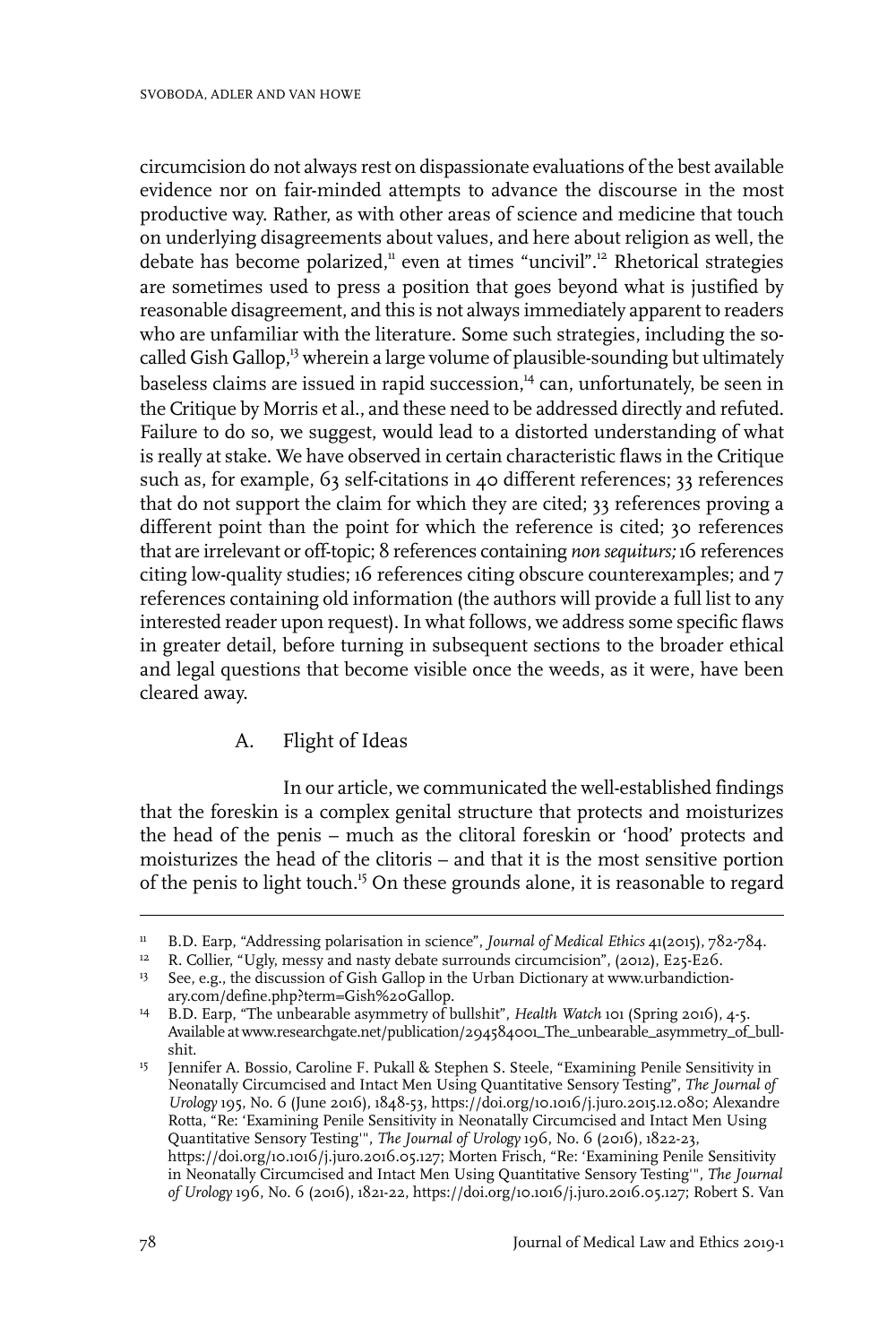circumcision do not always rest on dispassionate evaluations of the best available evidence nor on fair-minded attempts to advance the discourse in the most productive way. Rather, as with other areas of science and medicine that touch on underlying disagreements about values, and here about religion as well, the debate has become polarized,[11] even at times "uncivil".[12] Rhetorical strategies are sometimes used to press a position that goes beyond what is justified by reasonable disagreement, and this is not always immediately apparent to readers who are unfamiliar with the literature. Some such strategies, including the so-called Gish Gallop,[13] wherein a large volume of plausible-sounding but ultimately baseless claims are issued in rapid succession,[14] can, unfortunately, be seen in the Critique by Morris et al., and these need to be addressed directly and refuted. Failure to do so, we suggest, would lead to a distorted understanding of what is really at stake. We have observed in certain characteristic flaws in the Critique such as, for example, 63 self-citations in 40 different references; 33 references that do not support the claim for which they are cited; 33 references proving a different point than the point for which the reference is cited; 30 references that are irrelevant or off-topic; 8 references containing *non sequiturs;* 16 references citing low-quality studies; 16 references citing obscure counterexamples; and 7 references containing old information (the authors will provide a full list to any interested reader upon request). In what follows, we address some specific flaws in greater detail, before turning in subsequent sections to the broader ethical and legal questions that become visible once the weeds, as it were, have been cleared away.

### A. Flight of Ideas

In our article, we communicated the well-established findings that the foreskin is a complex genital structure that protects and moisturizes the head of the penis – much as the clitoral foreskin or 'hood' protects and moisturizes the head of the clitoris – and that it is the most sensitive portion of the penis to light touch.[15] On these grounds alone, it is reasonable to regard

---

[11] B.D. Earp, "Addressing polarisation in science", *Journal of Medical Ethics* 41(2015), 782-784.

[12] R. Collier, "Ugly, messy and nasty debate surrounds circumcision", (2012), E25-E26.

[13] See, e.g., the discussion of Gish Gallop in the Urban Dictionary at www.urbandictionary.com/define.php?term=Gish%20Gallop.

[14] B.D. Earp, "The unbearable asymmetry of bullshit", *Health Watch* 101 (Spring 2016), 4-5. Available at www.researchgate.net/publication/294584001_The_unbearable_asymmetry_of_bullshit.

[15] Jennifer A. Bossio, Caroline F. Pukall & Stephen S. Steele, "Examining Penile Sensitivity in Neonatally Circumcised and Intact Men Using Quantitative Sensory Testing", *The Journal of Urology* 195, No. 6 (June 2016), 1848-53, https://doi.org/10.1016/j.juro.2015.12.080; Alexandre Rotta, "Re: 'Examining Penile Sensitivity in Neonatally Circumcised and Intact Men Using Quantitative Sensory Testing'", *The Journal of Urology* 196, No. 6 (2016), 1822-23, https://doi.org/10.1016/j.juro.2016.05.127; Morten Frisch, "Re: 'Examining Penile Sensitivity in Neonatally Circumcised and Intact Men Using Quantitative Sensory Testing'", *The Journal of Urology* 196, No. 6 (2016), 1821-22, https://doi.org/10.1016/j.juro.2016.05.127; Robert S. Van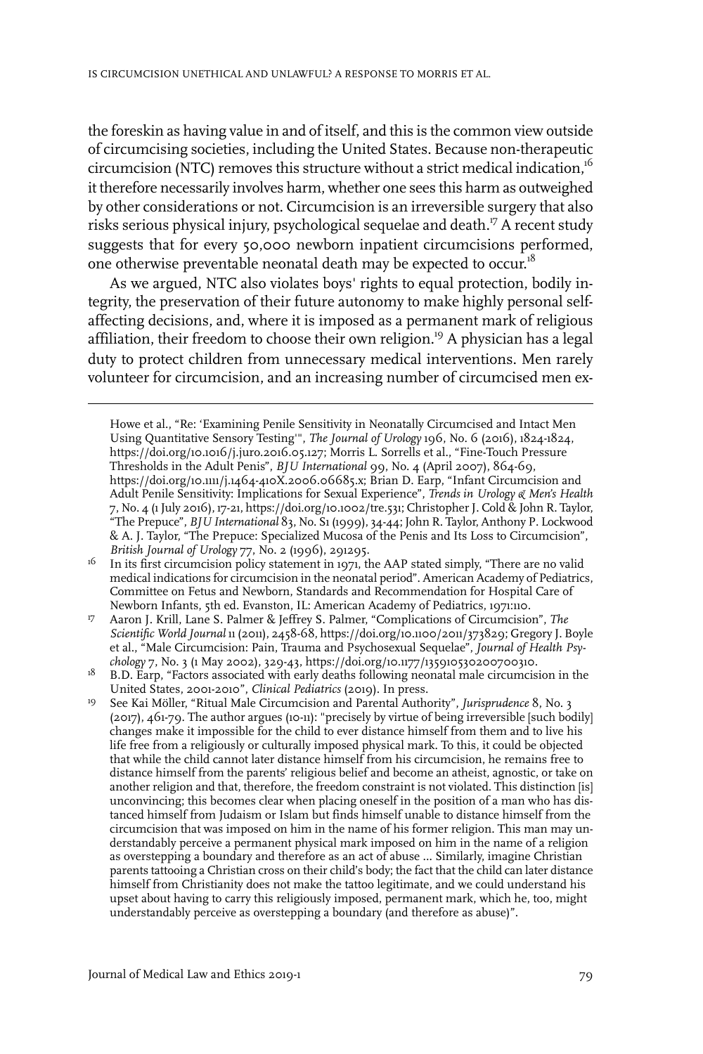the foreskin as having value in and of itself, and this is the common view outside of circumcising societies, including the United States. Because non-therapeutic circumcision (NTC) removes this structure without a strict medical indication,[16] it therefore necessarily involves harm, whether one sees this harm as outweighed by other considerations or not. Circumcision is an irreversible surgery that also risks serious physical injury, psychological sequelae and death.[17] A recent study suggests that for every 50,000 newborn inpatient circumcisions performed, one otherwise preventable neonatal death may be expected to occur.[18]

As we argued, NTC also violates boys' rights to equal protection, bodily integrity, the preservation of their future autonomy to make highly personal self-affecting decisions, and, where it is imposed as a permanent mark of religious affiliation, their freedom to choose their own religion.[19] A physician has a legal duty to protect children from unnecessary medical interventions. Men rarely volunteer for circumcision, and an increasing number of circumcised men ex-

---

Howe et al., "Re: 'Examining Penile Sensitivity in Neonatally Circumcised and Intact Men Using Quantitative Sensory Testing'", *The Journal of Urology* 196, No. 6 (2016), 1824-1824, https://doi.org/10.1016/j.juro.2016.05.127; Morris L. Sorrells et al., "Fine-Touch Pressure Thresholds in the Adult Penis", *BJU International* 99, No. 4 (April 2007), 864-69, https://doi.org/10.1111/j.1464-410X.2006.06685.x; Brian D. Earp, "Infant Circumcision and Adult Penile Sensitivity: Implications for Sexual Experience", *Trends in Urology & Men's Health* 7, No. 4 (1 July 2016), 17-21, https://doi.org/10.1002/tre.531; Christopher J. Cold & John R. Taylor, "The Prepuce", *BJU International* 83, No. S1 (1999), 34-44; John R. Taylor, Anthony P. Lockwood & A. J. Taylor, "The Prepuce: Specialized Mucosa of the Penis and Its Loss to Circumcision", *British Journal of Urology* 77, No. 2 (1996), 291295.

16 In its first circumcision policy statement in 1971, the AAP stated simply, "There are no valid medical indications for circumcision in the neonatal period". American Academy of Pediatrics, Committee on Fetus and Newborn, Standards and Recommendation for Hospital Care of Newborn Infants, 5th ed. Evanston, IL: American Academy of Pediatrics, 1971:110.

17 Aaron J. Krill, Lane S. Palmer & Jeffrey S. Palmer, "Complications of Circumcision", *The Scientific World Journal* 11 (2011), 2458-68, https://doi.org/10.1100/2011/373829; Gregory J. Boyle et al., "Male Circumcision: Pain, Trauma and Psychosexual Sequelae", *Journal of Health Psychology* 7, No. 3 (1 May 2002), 329-43, https://doi.org/10.1177/1359105302007003l0.

18 B.D. Earp, "Factors associated with early deaths following neonatal male circumcision in the United States, 2001-2010", *Clinical Pediatrics* (2019). In press.

19 See Kai Möller, "Ritual Male Circumcision and Parental Authority", *Jurisprudence* 8, No. 3 (2017), 461-79. The author argues (10-11): "precisely by virtue of being irreversible [such bodily] changes make it impossible for the child to ever distance himself from them and to live his life free from a religiously or culturally imposed physical mark. To this, it could be objected that while the child cannot later distance himself from his circumcision, he remains free to distance himself from the parents' religious belief and become an atheist, agnostic, or take on another religion and that, therefore, the freedom constraint is not violated. This distinction [is] unconvincing; this becomes clear when placing oneself in the position of a man who has distanced himself from Judaism or Islam but finds himself unable to distance himself from the circumcision that was imposed on him in the name of his former religion. This man may understandably perceive a permanent physical mark imposed on him in the name of a religion as overstepping a boundary and therefore as an act of abuse ... Similarly, imagine Christian parents tattooing a Christian cross on their child's body; the fact that the child can later distance himself from Christianity does not make the tattoo legitimate, and we could understand his upset about having to carry this religiously imposed, permanent mark, which he, too, might understandably perceive as overstepping a boundary (and therefore as abuse)".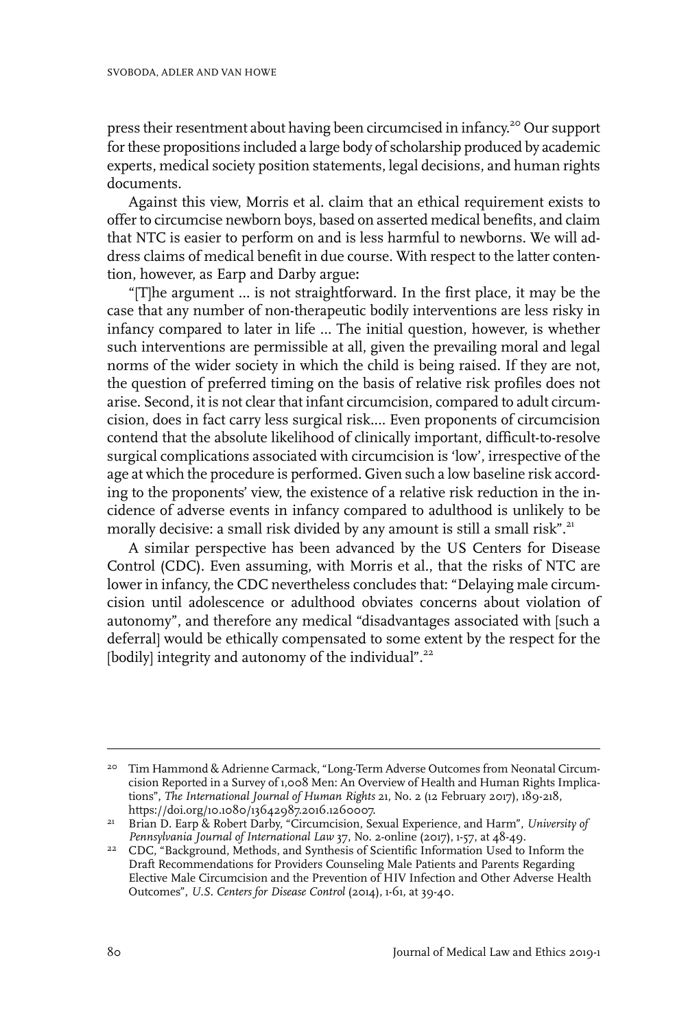press their resentment about having been circumcised in infancy.[20] Our support for these propositions included a large body of scholarship produced by academic experts, medical society position statements, legal decisions, and human rights documents.

Against this view, Morris et al. claim that an ethical requirement exists to offer to circumcise newborn boys, based on asserted medical benefits, and claim that NTC is easier to perform on and is less harmful to newborns. We will address claims of medical benefit in due course. With respect to the latter contention, however, as Earp and Darby argue:

"[T]he argument ... is not straightforward. In the first place, it may be the case that any number of non-therapeutic bodily interventions are less risky in infancy compared to later in life ... The initial question, however, is whether such interventions are permissible at all, given the prevailing moral and legal norms of the wider society in which the child is being raised. If they are not, the question of preferred timing on the basis of relative risk profiles does not arise. Second, it is not clear that infant circumcision, compared to adult circumcision, does in fact carry less surgical risk.... Even proponents of circumcision contend that the absolute likelihood of clinically important, difficult-to-resolve surgical complications associated with circumcision is 'low', irrespective of the age at which the procedure is performed. Given such a low baseline risk according to the proponents' view, the existence of a relative risk reduction in the incidence of adverse events in infancy compared to adulthood is unlikely to be morally decisive: a small risk divided by any amount is still a small risk".[21]

A similar perspective has been advanced by the US Centers for Disease Control (CDC). Even assuming, with Morris et al., that the risks of NTC are lower in infancy, the CDC nevertheless concludes that: "Delaying male circumcision until adolescence or adulthood obviates concerns about violation of autonomy", and therefore any medical "disadvantages associated with [such a deferral] would be ethically compensated to some extent by the respect for the [bodily] integrity and autonomy of the individual".[22]

---

[20] Tim Hammond & Adrienne Carmack, "Long-Term Adverse Outcomes from Neonatal Circumcision Reported in a Survey of 1,008 Men: An Overview of Health and Human Rights Implications", *The International Journal of Human Rights* 21, No. 2 (12 February 2017), 189-218, https://doi.org/10.1080/13642987.2016.1260007.

[21] Brian D. Earp & Robert Darby, "Circumcision, Sexual Experience, and Harm", *University of Pennsylvania Journal of International Law* 37, No. 2-online (2017), 1-57, at 48-49.

[22] CDC, "Background, Methods, and Synthesis of Scientific Information Used to Inform the Draft Recommendations for Providers Counseling Male Patients and Parents Regarding Elective Male Circumcision and the Prevention of HIV Infection and Other Adverse Health Outcomes", *U.S. Centers for Disease Control* (2014), 1-61, at 39-40.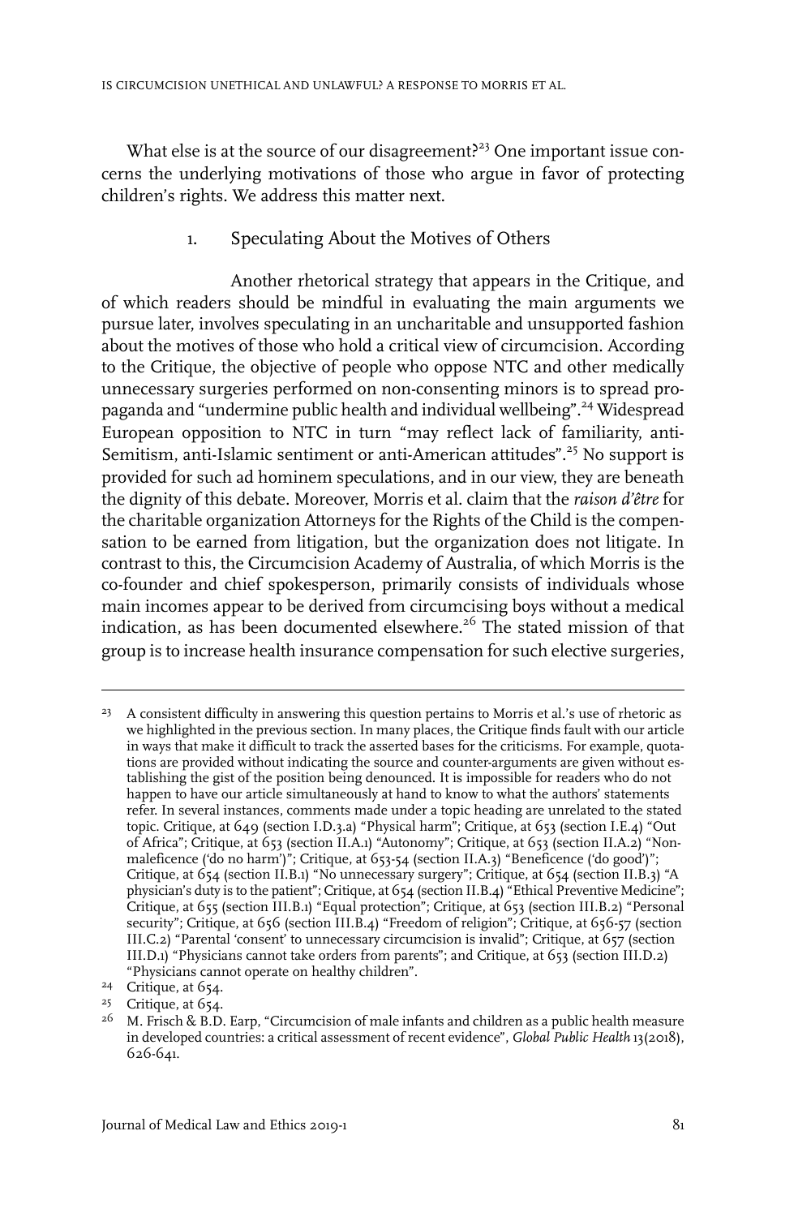What else is at the source of our disagreement?[23] One important issue concerns the underlying motivations of those who argue in favor of protecting children's rights. We address this matter next.

### 1. Speculating About the Motives of Others

Another rhetorical strategy that appears in the Critique, and of which readers should be mindful in evaluating the main arguments we pursue later, involves speculating in an uncharitable and unsupported fashion about the motives of those who hold a critical view of circumcision. According to the Critique, the objective of people who oppose NTC and other medically unnecessary surgeries performed on non-consenting minors is to spread propaganda and "undermine public health and individual wellbeing".[24] Widespread European opposition to NTC in turn "may reflect lack of familiarity, anti-Semitism, anti-Islamic sentiment or anti-American attitudes".[25] No support is provided for such ad hominem speculations, and in our view, they are beneath the dignity of this debate. Moreover, Morris et al. claim that the *raison d'être* for the charitable organization Attorneys for the Rights of the Child is the compensation to be earned from litigation, but the organization does not litigate. In contrast to this, the Circumcision Academy of Australia, of which Morris is the co-founder and chief spokesperson, primarily consists of individuals whose main incomes appear to be derived from circumcising boys without a medical indication, as has been documented elsewhere.[26] The stated mission of that group is to increase health insurance compensation for such elective surgeries,

---

[23] A consistent difficulty in answering this question pertains to Morris et al.'s use of rhetoric as we highlighted in the previous section. In many places, the Critique finds fault with our article in ways that make it difficult to track the asserted bases for the criticisms. For example, quotations are provided without indicating the source and counter-arguments are given without establishing the gist of the position being denounced. It is impossible for readers who do not happen to have our article simultaneously at hand to know to what the authors' statements refer. In several instances, comments made under a topic heading are unrelated to the stated topic. Critique, at 649 (section I.D.3.a) "Physical harm"; Critique, at 653 (section I.E.4) "Out of Africa"; Critique, at 653 (section II.A.1) "Autonomy"; Critique, at 653 (section II.A.2) "Non-maleficence ('do no harm')"; Critique, at 653-54 (section II.A.3) "Beneficence ('do good')"; Critique, at 654 (section II.B.1) "No unnecessary surgery"; Critique, at 654 (section II.B.3) "A physician's duty is to the patient"; Critique, at 654 (section II.B.4) "Ethical Preventive Medicine"; Critique, at 655 (section III.B.1) "Equal protection"; Critique, at 653 (section III.B.2) "Personal security"; Critique, at 656 (section III.B.4) "Freedom of religion"; Critique, at 656-57 (section III.C.2) "Parental 'consent' to unnecessary circumcision is invalid"; Critique, at 657 (section III.D.1) "Physicians cannot take orders from parents"; and Critique, at 653 (section III.D.2) "Physicians cannot operate on healthy children".

[24] Critique, at 654.

[25] Critique, at 654.

[26] M. Frisch & B.D. Earp, "Circumcision of male infants and children as a public health measure in developed countries: a critical assessment of recent evidence", *Global Public Health* 13(2018), 626-641.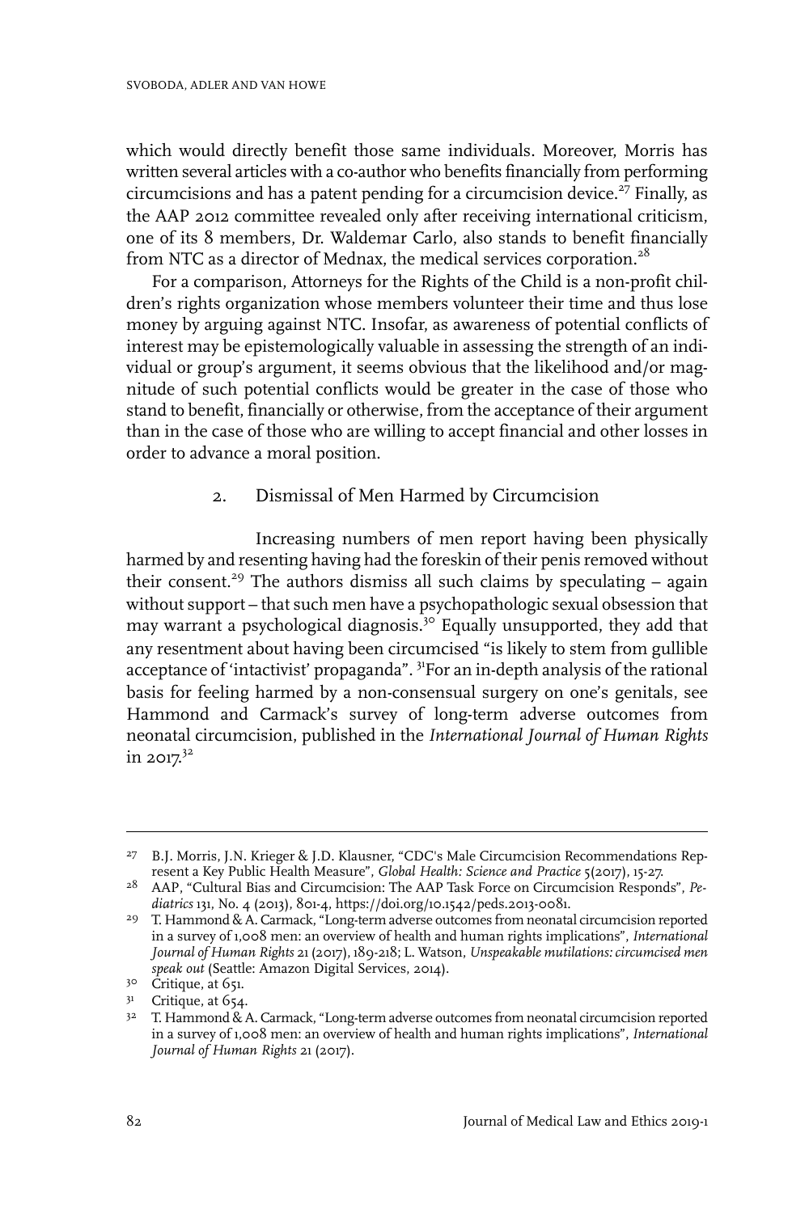which would directly benefit those same individuals. Moreover, Morris has written several articles with a co-author who benefits financially from performing circumcisions and has a patent pending for a circumcision device.[27] Finally, as the AAP 2012 committee revealed only after receiving international criticism, one of its 8 members, Dr. Waldemar Carlo, also stands to benefit financially from NTC as a director of Mednax, the medical services corporation.[28]

For a comparison, Attorneys for the Rights of the Child is a non-profit children's rights organization whose members volunteer their time and thus lose money by arguing against NTC. Insofar, as awareness of potential conflicts of interest may be epistemologically valuable in assessing the strength of an individual or group's argument, it seems obvious that the likelihood and/or magnitude of such potential conflicts would be greater in the case of those who stand to benefit, financially or otherwise, from the acceptance of their argument than in the case of those who are willing to accept financial and other losses in order to advance a moral position.

## 2. Dismissal of Men Harmed by Circumcision

Increasing numbers of men report having been physically harmed by and resenting having had the foreskin of their penis removed without their consent.[29] The authors dismiss all such claims by speculating – again without support – that such men have a psychopathologic sexual obsession that may warrant a psychological diagnosis.[30] Equally unsupported, they add that any resentment about having been circumcised "is likely to stem from gullible acceptance of 'intactivist' propaganda". [31]For an in-depth analysis of the rational basis for feeling harmed by a non-consensual surgery on one's genitals, see Hammond and Carmack's survey of long-term adverse outcomes from neonatal circumcision, published in the *International Journal of Human Rights* in 2017.[32]

---

27 B.J. Morris, J.N. Krieger & J.D. Klausner, "CDC's Male Circumcision Recommendations Represent a Key Public Health Measure", *Global Health: Science and Practice* 5(2017), 15-27.

28 AAP, "Cultural Bias and Circumcision: The AAP Task Force on Circumcision Responds", *Pediatrics* 131, No. 4 (2013), 801-4, https://doi.org/10.1542/peds.2013-0081.

29 T. Hammond & A. Carmack, "Long-term adverse outcomes from neonatal circumcision reported in a survey of 1,008 men: an overview of health and human rights implications", *International Journal of Human Rights* 21 (2017), 189-218; L. Watson, *Unspeakable mutilations: circumcised men speak out* (Seattle: Amazon Digital Services, 2014).

30 Critique, at 651.

31 Critique, at 654.

32 T. Hammond & A. Carmack, "Long-term adverse outcomes from neonatal circumcision reported in a survey of 1,008 men: an overview of health and human rights implications", *International Journal of Human Rights* 21 (2017).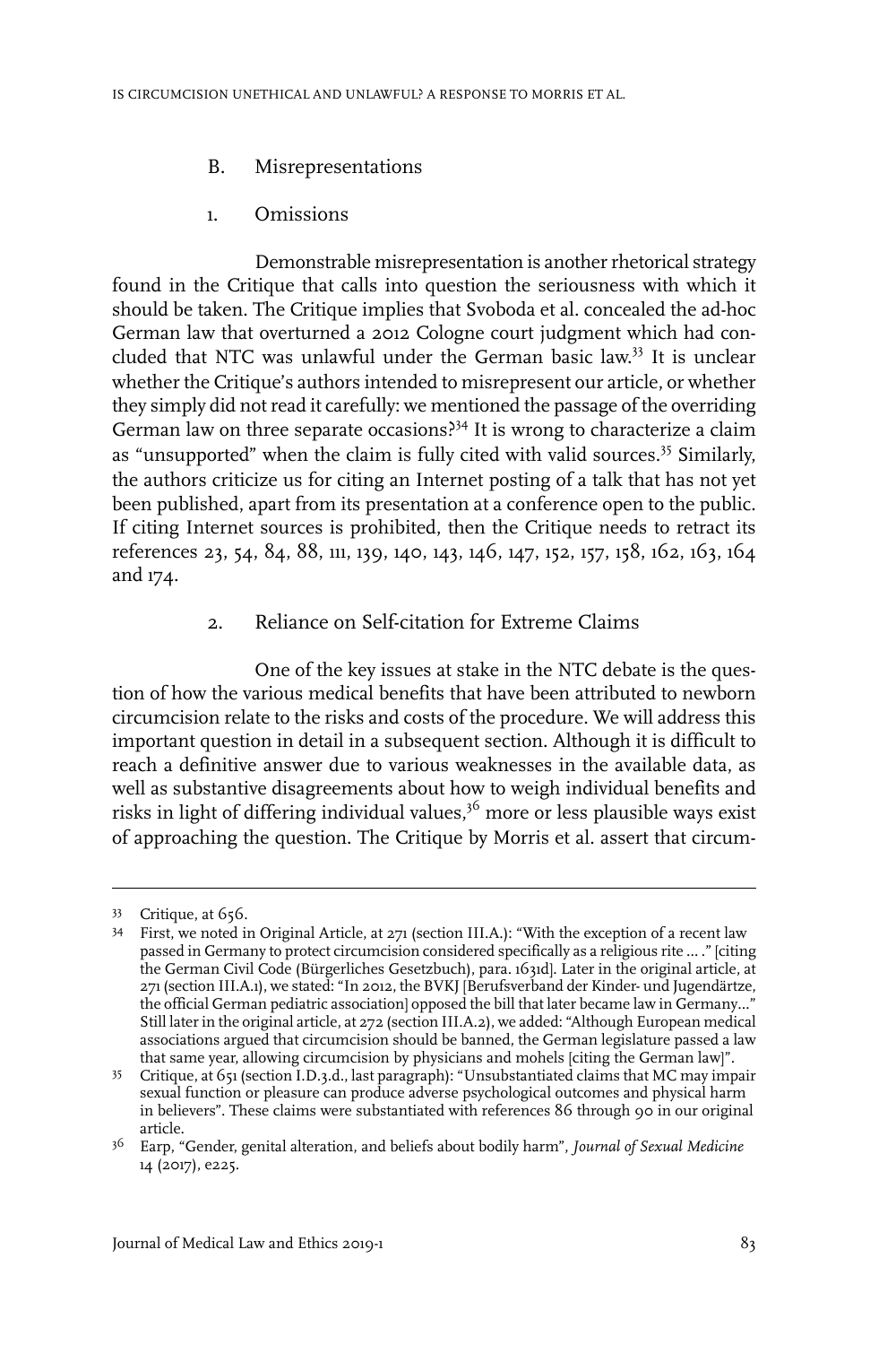### B. Misrepresentations

#### 1. Omissions

Demonstrable misrepresentation is another rhetorical strategy found in the Critique that calls into question the seriousness with which it should be taken. The Critique implies that Svoboda et al. concealed the ad-hoc German law that overturned a 2012 Cologne court judgment which had concluded that NTC was unlawful under the German basic law.[33] It is unclear whether the Critique's authors intended to misrepresent our article, or whether they simply did not read it carefully: we mentioned the passage of the overriding German law on three separate occasions?[34] It is wrong to characterize a claim as "unsupported" when the claim is fully cited with valid sources.[35] Similarly, the authors criticize us for citing an Internet posting of a talk that has not yet been published, apart from its presentation at a conference open to the public. If citing Internet sources is prohibited, then the Critique needs to retract its references 23, 54, 84, 88, 111, 139, 140, 143, 146, 147, 152, 157, 158, 162, 163, 164 and 174.

#### 2. Reliance on Self-citation for Extreme Claims

One of the key issues at stake in the NTC debate is the question of how the various medical benefits that have been attributed to newborn circumcision relate to the risks and costs of the procedure. We will address this important question in detail in a subsequent section. Although it is difficult to reach a definitive answer due to various weaknesses in the available data, as well as substantive disagreements about how to weigh individual benefits and risks in light of differing individual values,[36] more or less plausible ways exist of approaching the question. The Critique by Morris et al. assert that circum-

---

[33] Critique, at 656.

[34] First, we noted in Original Article, at 271 (section III.A.): "With the exception of a recent law passed in Germany to protect circumcision considered specifically as a religious rite ... ." [citing the German Civil Code (Bürgerliches Gesetzbuch), para. 1631d]. Later in the original article, at 271 (section III.A.1), we stated: "In 2012, the BVKJ [Berufsverband der Kinder- und Jugendärtze, the official German pediatric association] opposed the bill that later became law in Germany..." Still later in the original article, at 272 (section III.A.2), we added: "Although European medical associations argued that circumcision should be banned, the German legislature passed a law that same year, allowing circumcision by physicians and mohels [citing the German law]".

[35] Critique, at 651 (section I.D.3.d., last paragraph): "Unsubstantiated claims that MC may impair sexual function or pleasure can produce adverse psychological outcomes and physical harm in believers". These claims were substantiated with references 86 through 90 in our original article.

[36] Earp, "Gender, genital alteration, and beliefs about bodily harm", *Journal of Sexual Medicine* 14 (2017), e225.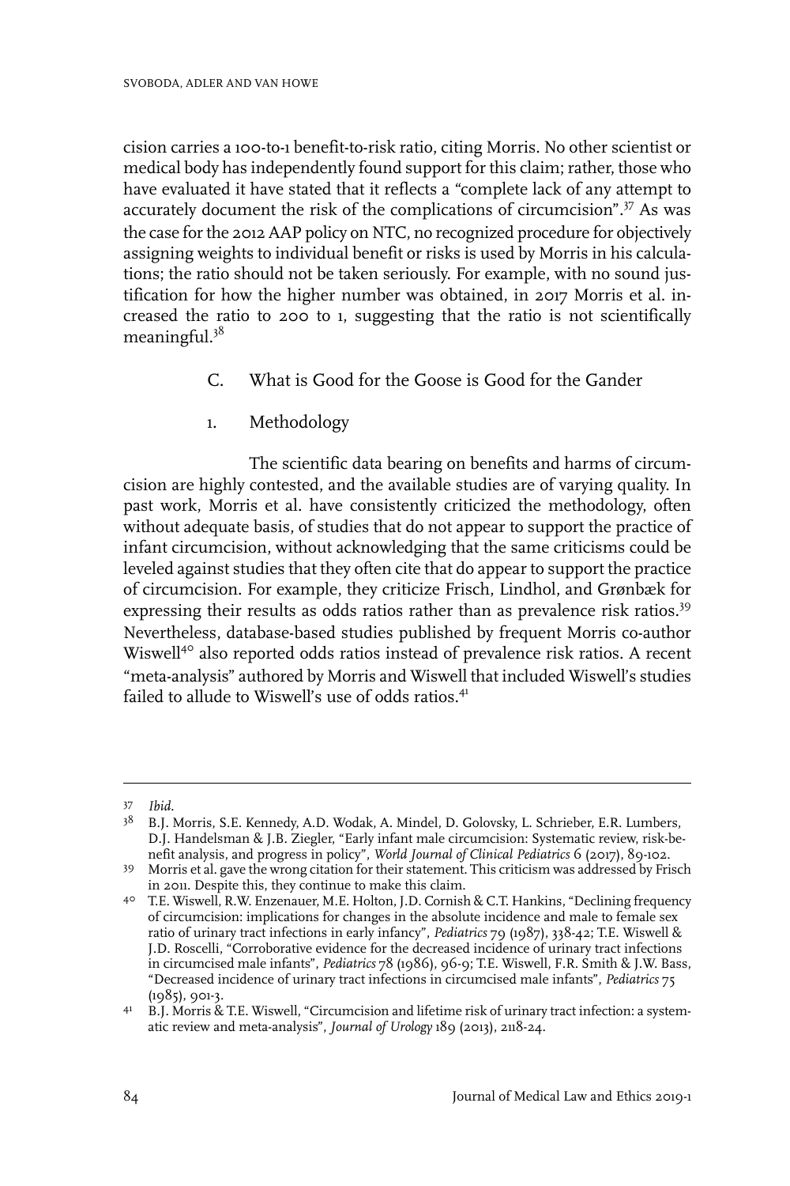cision carries a 100-to-1 benefit-to-risk ratio, citing Morris. No other scientist or medical body has independently found support for this claim; rather, those who have evaluated it have stated that it reflects a "complete lack of any attempt to accurately document the risk of the complications of circumcision".[37] As was the case for the 2012 AAP policy on NTC, no recognized procedure for objectively assigning weights to individual benefit or risks is used by Morris in his calculations; the ratio should not be taken seriously. For example, with no sound justification for how the higher number was obtained, in 2017 Morris et al. increased the ratio to 200 to 1, suggesting that the ratio is not scientifically meaningful.[38]

### C. What is Good for the Goose is Good for the Gander

#### 1. Methodology

The scientific data bearing on benefits and harms of circumcision are highly contested, and the available studies are of varying quality. In past work, Morris et al. have consistently criticized the methodology, often without adequate basis, of studies that do not appear to support the practice of infant circumcision, without acknowledging that the same criticisms could be leveled against studies that they often cite that do appear to support the practice of circumcision. For example, they criticize Frisch, Lindhol, and Grønbæk for expressing their results as odds ratios rather than as prevalence risk ratios.[39] Nevertheless, database-based studies published by frequent Morris co-author Wiswell[40] also reported odds ratios instead of prevalence risk ratios. A recent "meta-analysis" authored by Morris and Wiswell that included Wiswell's studies failed to allude to Wiswell's use of odds ratios.[41]

---

37 *Ibid.*

38 B.J. Morris, S.E. Kennedy, A.D. Wodak, A. Mindel, D. Golovsky, L. Schrieber, E.R. Lumbers, D.J. Handelsman & J.B. Ziegler, "Early infant male circumcision: Systematic review, risk-benefit analysis, and progress in policy", *World Journal of Clinical Pediatrics* 6 (2017), 89-102.

39 Morris et al. gave the wrong citation for their statement. This criticism was addressed by Frisch in 2011. Despite this, they continue to make this claim.

40 T.E. Wiswell, R.W. Enzenauer, M.E. Holton, J.D. Cornish & C.T. Hankins, "Declining frequency of circumcision: implications for changes in the absolute incidence and male to female sex ratio of urinary tract infections in early infancy", *Pediatrics* 79 (1987), 338-42; T.E. Wiswell & J.D. Roscelli, "Corroborative evidence for the decreased incidence of urinary tract infections in circumcised male infants", *Pediatrics* 78 (1986), 96-9; T.E. Wiswell, F.R. Smith & J.W. Bass, "Decreased incidence of urinary tract infections in circumcised male infants", *Pediatrics* 75 (1985), 901-3.

41 B.J. Morris & T.E. Wiswell, "Circumcision and lifetime risk of urinary tract infection: a systematic review and meta-analysis", *Journal of Urology* 189 (2013), 2118-24.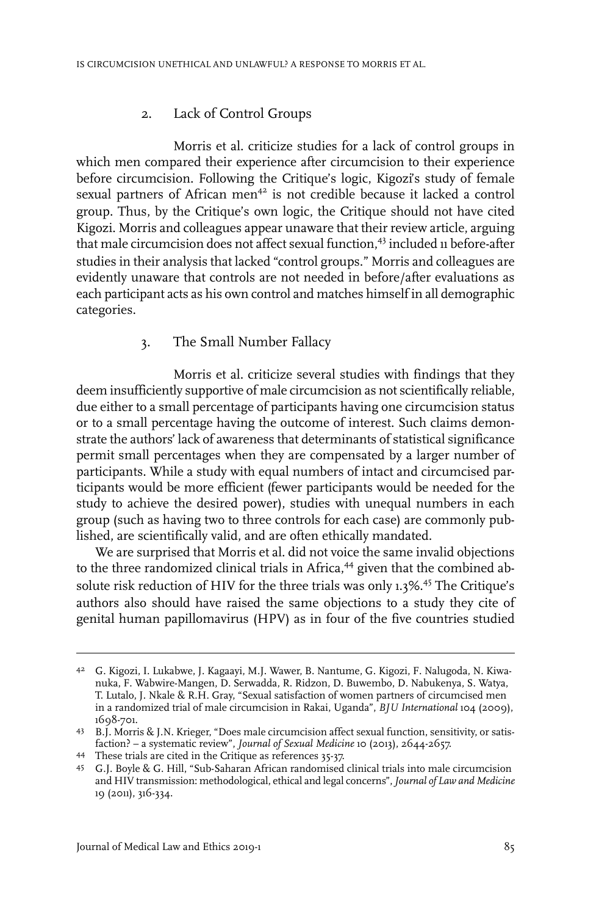### 2. Lack of Control Groups

Morris et al. criticize studies for a lack of control groups in which men compared their experience after circumcision to their experience before circumcision. Following the Critique's logic, Kigozi's study of female sexual partners of African men[42] is not credible because it lacked a control group. Thus, by the Critique's own logic, the Critique should not have cited Kigozi. Morris and colleagues appear unaware that their review article, arguing that male circumcision does not affect sexual function,[43] included 11 before-after studies in their analysis that lacked "control groups." Morris and colleagues are evidently unaware that controls are not needed in before/after evaluations as each participant acts as his own control and matches himself in all demographic categories.

### 3. The Small Number Fallacy

Morris et al. criticize several studies with findings that they deem insufficiently supportive of male circumcision as not scientifically reliable, due either to a small percentage of participants having one circumcision status or to a small percentage having the outcome of interest. Such claims demonstrate the authors' lack of awareness that determinants of statistical significance permit small percentages when they are compensated by a larger number of participants. While a study with equal numbers of intact and circumcised participants would be more efficient (fewer participants would be needed for the study to achieve the desired power), studies with unequal numbers in each group (such as having two to three controls for each case) are commonly published, are scientifically valid, and are often ethically mandated.

We are surprised that Morris et al. did not voice the same invalid objections to the three randomized clinical trials in Africa,[44] given that the combined absolute risk reduction of HIV for the three trials was only 1.3%.[45] The Critique's authors also should have raised the same objections to a study they cite of genital human papillomavirus (HPV) as in four of the five countries studied

---

[42] G. Kigozi, I. Lukabwe, J. Kagaayi, M.J. Wawer, B. Nantume, G. Kigozi, F. Nalugoda, N. Kiwanuka, F. Wabwire-Mangen, D. Serwadda, R. Ridzon, D. Buwembo, D. Nabukenya, S. Watya, T. Lutalo, J. Nkale & R.H. Gray, "Sexual satisfaction of women partners of circumcised men in a randomized trial of male circumcision in Rakai, Uganda", *BJU International* 104 (2009), 1698-701.

[43] B.J. Morris & J.N. Krieger, "Does male circumcision affect sexual function, sensitivity, or satisfaction? – a systematic review", *Journal of Sexual Medicine* 10 (2013), 2644-2657.

[44] These trials are cited in the Critique as references 35-37.

[45] G.J. Boyle & G. Hill, "Sub-Saharan African randomised clinical trials into male circumcision and HIV transmission: methodological, ethical and legal concerns", *Journal of Law and Medicine* 19 (2011), 316-334.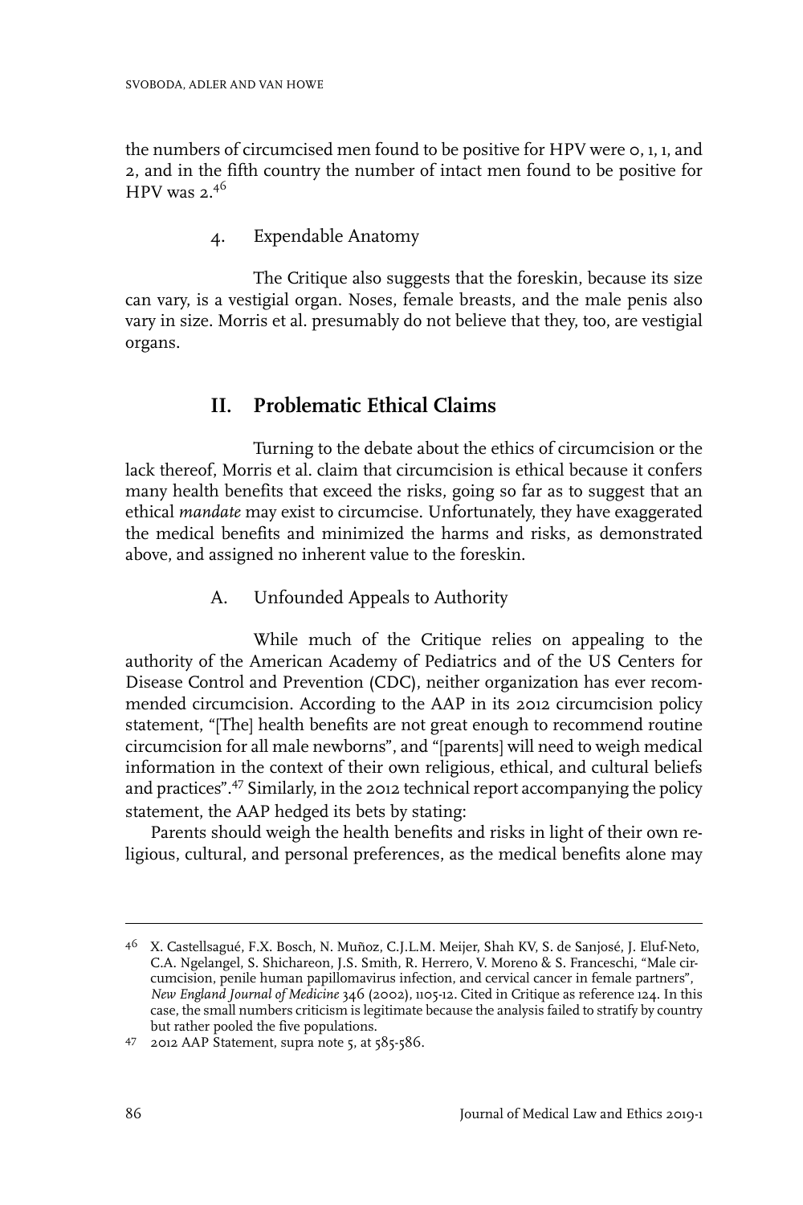the numbers of circumcised men found to be positive for HPV were 0, 1, 1, and 2, and in the fifth country the number of intact men found to be positive for HPV was 2.[46]

### 4. Expendable Anatomy

The Critique also suggests that the foreskin, because its size can vary, is a vestigial organ. Noses, female breasts, and the male penis also vary in size. Morris et al. presumably do not believe that they, too, are vestigial organs.

## II. Problematic Ethical Claims

Turning to the debate about the ethics of circumcision or the lack thereof, Morris et al. claim that circumcision is ethical because it confers many health benefits that exceed the risks, going so far as to suggest that an ethical *mandate* may exist to circumcise. Unfortunately, they have exaggerated the medical benefits and minimized the harms and risks, as demonstrated above, and assigned no inherent value to the foreskin.

### A. Unfounded Appeals to Authority

While much of the Critique relies on appealing to the authority of the American Academy of Pediatrics and of the US Centers for Disease Control and Prevention (CDC), neither organization has ever recommended circumcision. According to the AAP in its 2012 circumcision policy statement, "[The] health benefits are not great enough to recommend routine circumcision for all male newborns", and "[parents] will need to weigh medical information in the context of their own religious, ethical, and cultural beliefs and practices".[47] Similarly, in the 2012 technical report accompanying the policy statement, the AAP hedged its bets by stating:

Parents should weigh the health benefits and risks in light of their own religious, cultural, and personal preferences, as the medical benefits alone may

---

[46] X. Castellsagué, F.X. Bosch, N. Muñoz, C.J.L.M. Meijer, Shah KV, S. de Sanjosé, J. Eluf-Neto, C.A. Ngelangel, S. Shichareon, J.S. Smith, R. Herrero, V. Moreno & S. Franceschi, "Male circumcision, penile human papillomavirus infection, and cervical cancer in female partners", *New England Journal of Medicine* 346 (2002), 1105-12. Cited in Critique as reference 124. In this case, the small numbers criticism is legitimate because the analysis failed to stratify by country but rather pooled the five populations.

[47] 2012 AAP Statement, supra note 5, at 585-586.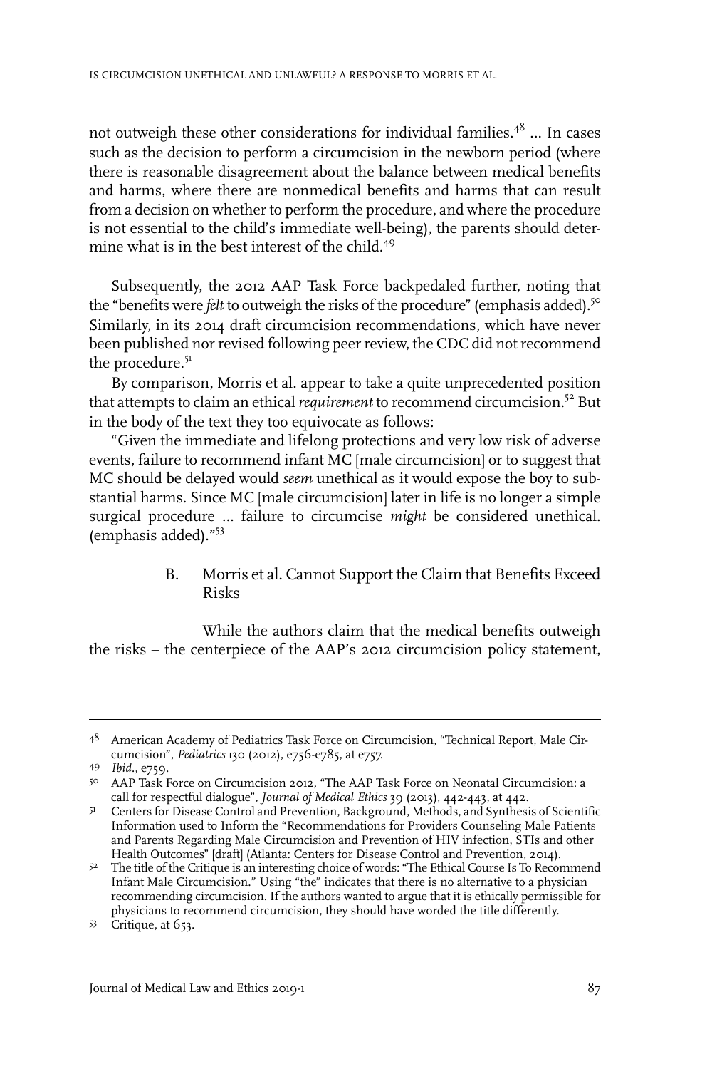not outweigh these other considerations for individual families.[48] … In cases such as the decision to perform a circumcision in the newborn period (where there is reasonable disagreement about the balance between medical benefits and harms, where there are nonmedical benefits and harms that can result from a decision on whether to perform the procedure, and where the procedure is not essential to the child's immediate well-being), the parents should determine what is in the best interest of the child.[49]

Subsequently, the 2012 AAP Task Force backpedaled further, noting that the "benefits were *felt* to outweigh the risks of the procedure" (emphasis added).[50] Similarly, in its 2014 draft circumcision recommendations, which have never been published nor revised following peer review, the CDC did not recommend the procedure.[51]

By comparison, Morris et al. appear to take a quite unprecedented position that attempts to claim an ethical *requirement* to recommend circumcision.[52] But in the body of the text they too equivocate as follows:

"Given the immediate and lifelong protections and very low risk of adverse events, failure to recommend infant MC [male circumcision] or to suggest that MC should be delayed would *seem* unethical as it would expose the boy to substantial harms. Since MC [male circumcision] later in life is no longer a simple surgical procedure … failure to circumcise *might* be considered unethical. (emphasis added)."[53]

### B. Morris et al. Cannot Support the Claim that Benefits Exceed Risks

While the authors claim that the medical benefits outweigh the risks – the centerpiece of the AAP's 2012 circumcision policy statement,

---

[48] American Academy of Pediatrics Task Force on Circumcision, "Technical Report, Male Circumcision", *Pediatrics* 130 (2012), e756-e785, at e757.

[49] *Ibid.*, e759.

[50] AAP Task Force on Circumcision 2012, "The AAP Task Force on Neonatal Circumcision: a call for respectful dialogue", *Journal of Medical Ethics* 39 (2013), 442-443, at 442.

[51] Centers for Disease Control and Prevention, Background, Methods, and Synthesis of Scientific Information used to Inform the "Recommendations for Providers Counseling Male Patients and Parents Regarding Male Circumcision and Prevention of HIV infection, STIs and other Health Outcomes" [draft] (Atlanta: Centers for Disease Control and Prevention, 2014).

[52] The title of the Critique is an interesting choice of words: "The Ethical Course Is To Recommend Infant Male Circumcision." Using "the" indicates that there is no alternative to a physician recommending circumcision. If the authors wanted to argue that it is ethically permissible for physicians to recommend circumcision, they should have worded the title differently.

[53] Critique, at 653.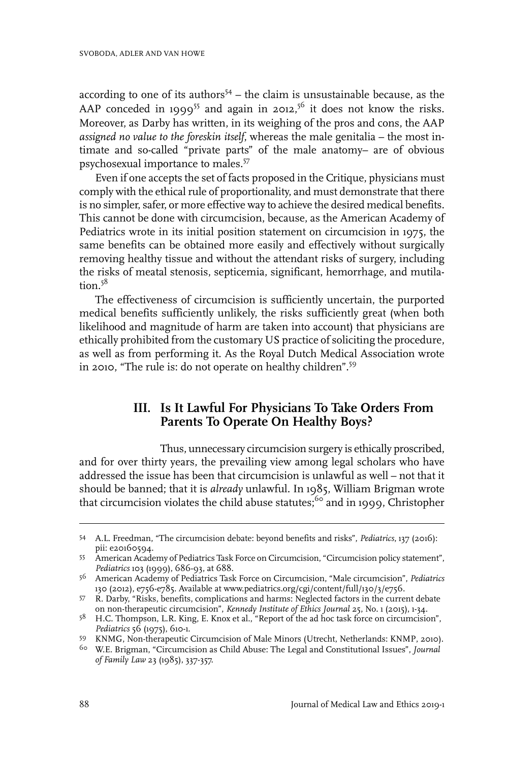according to one of its authors[54] – the claim is unsustainable because, as the AAP conceded in 1999[55] and again in 2012,[56] it does not know the risks. Moreover, as Darby has written, in its weighing of the pros and cons, the AAP *assigned no value to the foreskin itself*, whereas the male genitalia – the most intimate and so-called "private parts" of the male anatomy– are of obvious psychosexual importance to males.[57]

Even if one accepts the set of facts proposed in the Critique, physicians must comply with the ethical rule of proportionality, and must demonstrate that there is no simpler, safer, or more effective way to achieve the desired medical benefits. This cannot be done with circumcision, because, as the American Academy of Pediatrics wrote in its initial position statement on circumcision in 1975, the same benefits can be obtained more easily and effectively without surgically removing healthy tissue and without the attendant risks of surgery, including the risks of meatal stenosis, septicemia, significant, hemorrhage, and mutilation.[58]

The effectiveness of circumcision is sufficiently uncertain, the purported medical benefits sufficiently unlikely, the risks sufficiently great (when both likelihood and magnitude of harm are taken into account) that physicians are ethically prohibited from the customary US practice of soliciting the procedure, as well as from performing it. As the Royal Dutch Medical Association wrote in 2010, "The rule is: do not operate on healthy children".[59]

## III. Is It Lawful For Physicians To Take Orders From Parents To Operate On Healthy Boys?

Thus, unnecessary circumcision surgery is ethically proscribed, and for over thirty years, the prevailing view among legal scholars who have addressed the issue has been that circumcision is unlawful as well – not that it should be banned; that it is *already* unlawful. In 1985, William Brigman wrote that circumcision violates the child abuse statutes;[60] and in 1999, Christopher

---

54 A.L. Freedman, "The circumcision debate: beyond benefits and risks", *Pediatrics*, 137 (2016): pii: e20160594.

55 American Academy of Pediatrics Task Force on Circumcision, "Circumcision policy statement", *Pediatrics* 103 (1999), 686-93, at 688.

56 American Academy of Pediatrics Task Force on Circumcision, "Male circumcision", *Pediatrics* 130 (2012), e756-e785. Available at www.pediatrics.org/cgi/content/full/130/3/e756.

57 R. Darby, "Risks, benefits, complications and harms: Neglected factors in the current debate on non-therapeutic circumcision", *Kennedy Institute of Ethics Journal* 25, No. 1 (2015), 1-34.

58 H.C. Thompson, L.R. King, E. Knox et al., "Report of the ad hoc task force on circumcision", *Pediatrics* 56 (1975), 610-1.

59 KNMG, Non-therapeutic Circumcision of Male Minors (Utrecht, Netherlands: KNMP, 2010).

60 W.E. Brigman, "Circumcision as Child Abuse: The Legal and Constitutional Issues", *Journal of Family Law* 23 (1985), 337-357.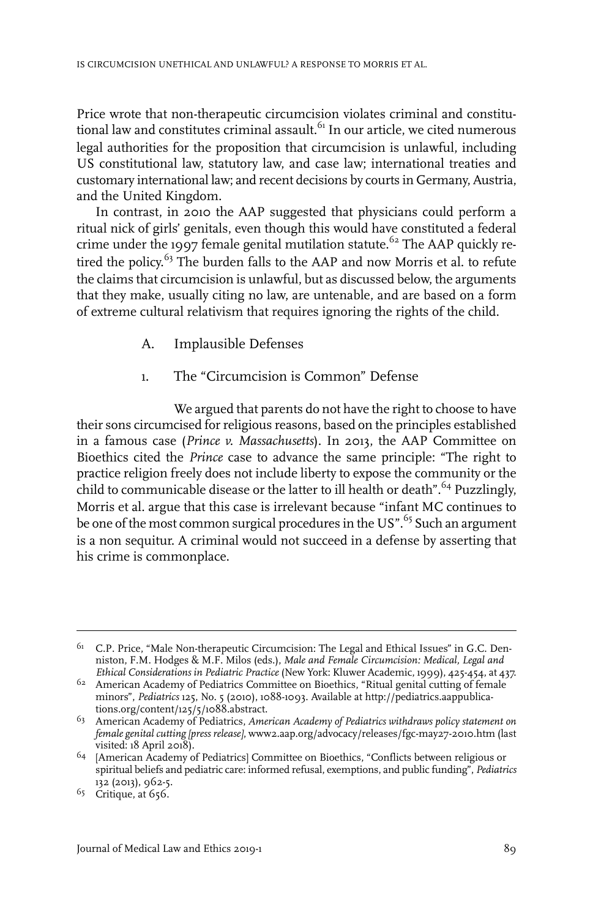Price wrote that non-therapeutic circumcision violates criminal and constitutional law and constitutes criminal assault.[61] In our article, we cited numerous legal authorities for the proposition that circumcision is unlawful, including US constitutional law, statutory law, and case law; international treaties and customary international law; and recent decisions by courts in Germany, Austria, and the United Kingdom.

In contrast, in 2010 the AAP suggested that physicians could perform a ritual nick of girls' genitals, even though this would have constituted a federal crime under the 1997 female genital mutilation statute.[62] The AAP quickly retired the policy.[63] The burden falls to the AAP and now Morris et al. to refute the claims that circumcision is unlawful, but as discussed below, the arguments that they make, usually citing no law, are untenable, and are based on a form of extreme cultural relativism that requires ignoring the rights of the child.

### A. Implausible Defenses

#### 1. The "Circumcision is Common" Defense

We argued that parents do not have the right to choose to have their sons circumcised for religious reasons, based on the principles established in a famous case (*Prince v. Massachusetts*). In 2013, the AAP Committee on Bioethics cited the *Prince* case to advance the same principle: "The right to practice religion freely does not include liberty to expose the community or the child to communicable disease or the latter to ill health or death".[64] Puzzlingly, Morris et al. argue that this case is irrelevant because "infant MC continues to be one of the most common surgical procedures in the US".[65] Such an argument is a non sequitur. A criminal would not succeed in a defense by asserting that his crime is commonplace.

---

[61] C.P. Price, "Male Non-therapeutic Circumcision: The Legal and Ethical Issues" in G.C. Denniston, F.M. Hodges & M.F. Milos (eds.), *Male and Female Circumcision: Medical, Legal and Ethical Considerations in Pediatric Practice* (New York: Kluwer Academic, 1999), 425-454, at 437.

[62] American Academy of Pediatrics Committee on Bioethics, "Ritual genital cutting of female minors", *Pediatrics* 125, No. 5 (2010), 1088-1093. Available at http://pediatrics.aappublications.org/content/125/5/1088.abstract.

[63] American Academy of Pediatrics, *American Academy of Pediatrics withdraws policy statement on female genital cutting [press release]*, www2.aap.org/advocacy/releases/fgc-may27-2010.htm (last visited: 18 April 2018).

[64] [American Academy of Pediatrics] Committee on Bioethics, "Conflicts between religious or spiritual beliefs and pediatric care: informed refusal, exemptions, and public funding", *Pediatrics* 132 (2013), 962-5.

[65] Critique, at 656.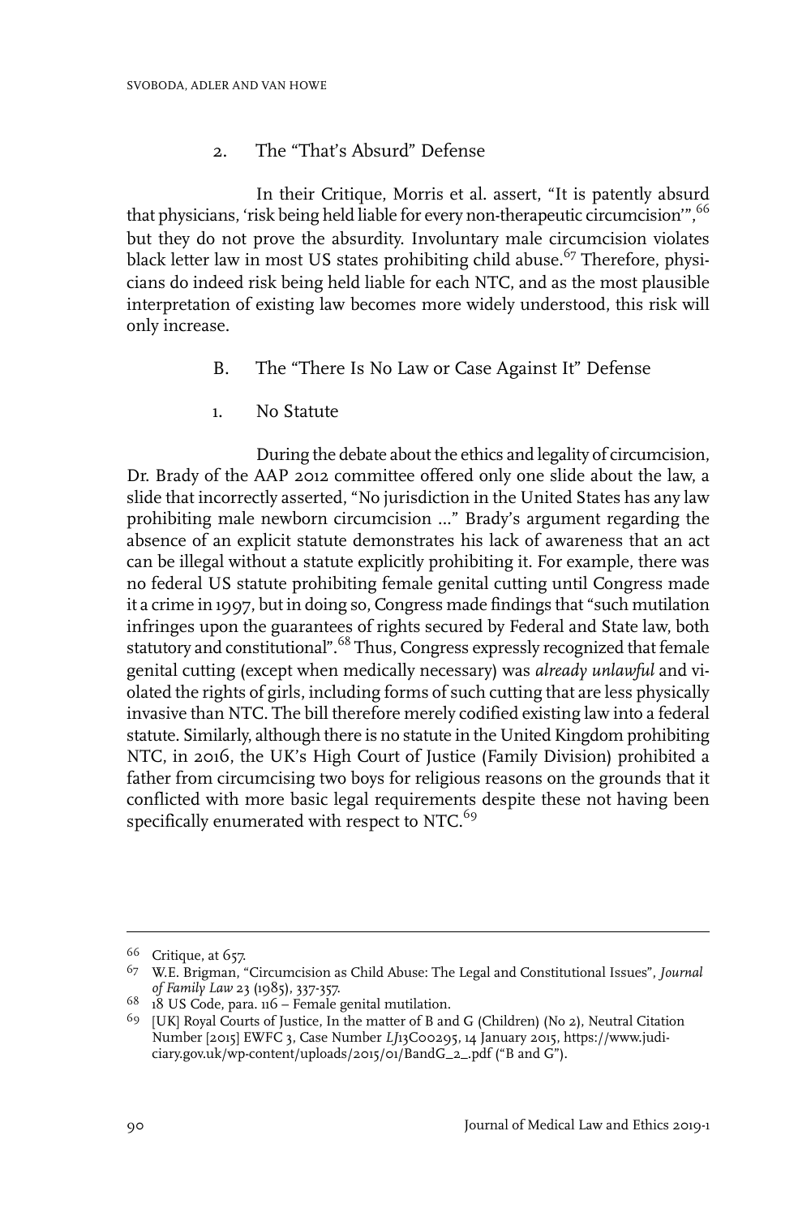### 2. The "That's Absurd" Defense

In their Critique, Morris et al. assert, "It is patently absurd that physicians, 'risk being held liable for every non-therapeutic circumcision'",[66] but they do not prove the absurdity. Involuntary male circumcision violates black letter law in most US states prohibiting child abuse.[67] Therefore, physicians do indeed risk being held liable for each NTC, and as the most plausible interpretation of existing law becomes more widely understood, this risk will only increase.

## B. The "There Is No Law or Case Against It" Defense

### 1. No Statute

During the debate about the ethics and legality of circumcision, Dr. Brady of the AAP 2012 committee offered only one slide about the law, a slide that incorrectly asserted, "No jurisdiction in the United States has any law prohibiting male newborn circumcision ..." Brady's argument regarding the absence of an explicit statute demonstrates his lack of awareness that an act can be illegal without a statute explicitly prohibiting it. For example, there was no federal US statute prohibiting female genital cutting until Congress made it a crime in 1997, but in doing so, Congress made findings that "such mutilation infringes upon the guarantees of rights secured by Federal and State law, both statutory and constitutional".[68] Thus, Congress expressly recognized that female genital cutting (except when medically necessary) was *already unlawful* and violated the rights of girls, including forms of such cutting that are less physically invasive than NTC. The bill therefore merely codified existing law into a federal statute. Similarly, although there is no statute in the United Kingdom prohibiting NTC, in 2016, the UK's High Court of Justice (Family Division) prohibited a father from circumcising two boys for religious reasons on the grounds that it conflicted with more basic legal requirements despite these not having been specifically enumerated with respect to NTC.[69]

---

[66] Critique, at 657.

[67] W.E. Brigman, "Circumcision as Child Abuse: The Legal and Constitutional Issues", *Journal of Family Law* 23 (1985), 337-357.

[68] 18 US Code, para. 116 – Female genital mutilation.

[69] [UK] Royal Courts of Justice, In the matter of B and G (Children) (No 2), Neutral Citation Number [2015] EWFC 3, Case Number *LJ13C00295*, 14 January 2015, https://www.judiciary.gov.uk/wp-content/uploads/2015/01/BandG_2_.pdf ("B and G").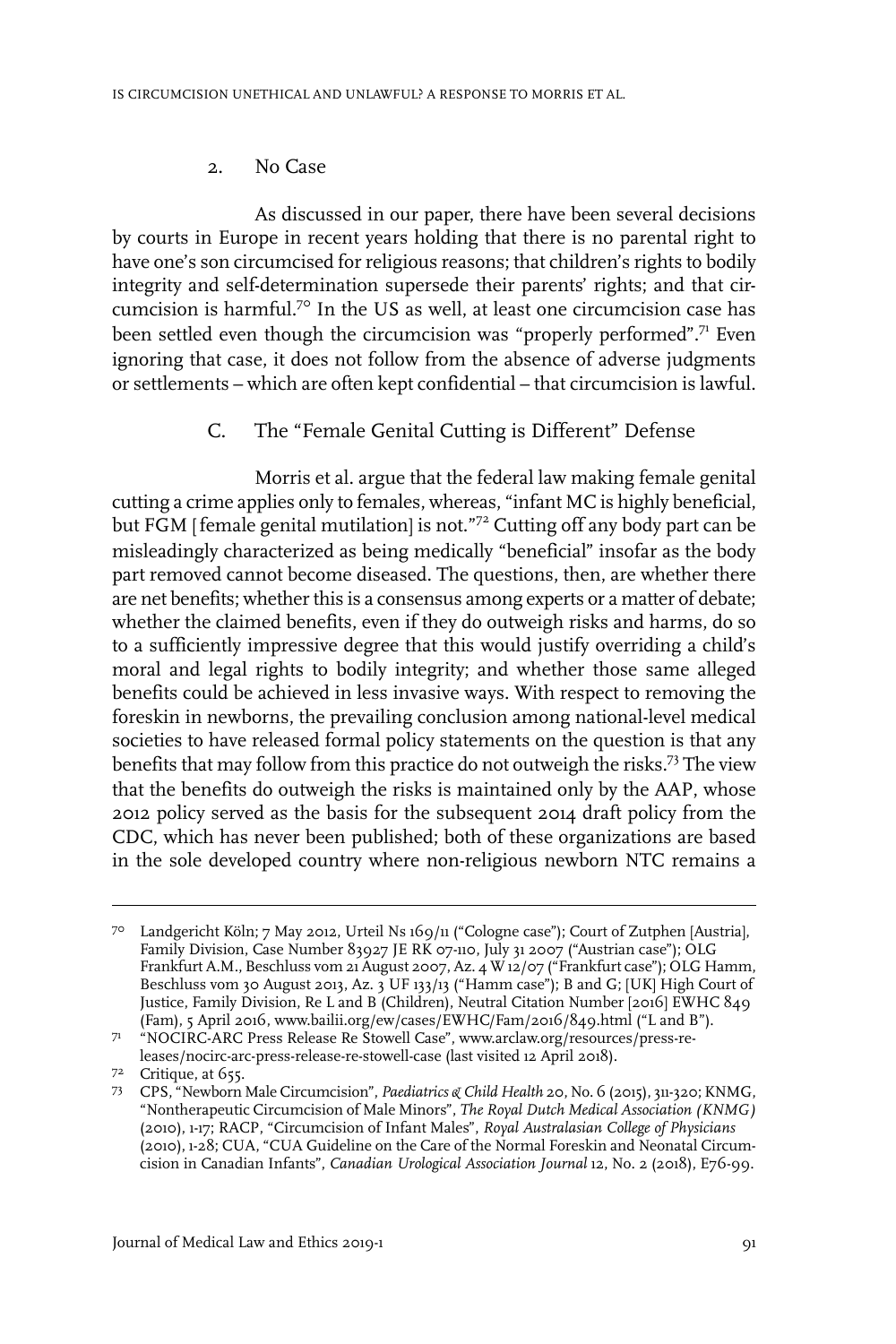### 2. No Case

As discussed in our paper, there have been several decisions by courts in Europe in recent years holding that there is no parental right to have one's son circumcised for religious reasons; that children's rights to bodily integrity and self-determination supersede their parents' rights; and that circumcision is harmful.[70] In the US as well, at least one circumcision case has been settled even though the circumcision was "properly performed".[71] Even ignoring that case, it does not follow from the absence of adverse judgments or settlements – which are often kept confidential – that circumcision is lawful.

## C. The "Female Genital Cutting is Different" Defense

Morris et al. argue that the federal law making female genital cutting a crime applies only to females, whereas, "infant MC is highly beneficial, but FGM [female genital mutilation] is not."[72] Cutting off any body part can be misleadingly characterized as being medically "beneficial" insofar as the body part removed cannot become diseased. The questions, then, are whether there are net benefits; whether this is a consensus among experts or a matter of debate; whether the claimed benefits, even if they do outweigh risks and harms, do so to a sufficiently impressive degree that this would justify overriding a child's moral and legal rights to bodily integrity; and whether those same alleged benefits could be achieved in less invasive ways. With respect to removing the foreskin in newborns, the prevailing conclusion among national-level medical societies to have released formal policy statements on the question is that any benefits that may follow from this practice do not outweigh the risks.[73] The view that the benefits do outweigh the risks is maintained only by the AAP, whose 2012 policy served as the basis for the subsequent 2014 draft policy from the CDC, which has never been published; both of these organizations are based in the sole developed country where non-religious newborn NTC remains a

---

70 Landgericht Köln; 7 May 2012, Urteil Ns 169/11 ("Cologne case"); Court of Zutphen [Austria], Family Division, Case Number 83927 JE RK 07-110, July 31 2007 ("Austrian case"); OLG Frankfurt A.M., Beschluss vom 21 August 2007, Az. 4 W 12/07 ("Frankfurt case"); OLG Hamm, Beschluss vom 30 August 2013, Az. 3 UF 133/13 ("Hamm case"); B and G; [UK] High Court of Justice, Family Division, Re L and B (Children), Neutral Citation Number [2016] EWHC 849 (Fam), 5 April 2016, www.bailii.org/ew/cases/EWHC/Fam/2016/849.html ("L and B").

71 "NOCIRC-ARC Press Release Re Stowell Case", www.arclaw.org/resources/press-releases/nocirc-arc-press-release-re-stowell-case (last visited 12 April 2018).

72 Critique, at 655.

73 CPS, "Newborn Male Circumcision", *Paediatrics & Child Health* 20, No. 6 (2015), 311-320; KNMG, "Nontherapeutic Circumcision of Male Minors", *The Royal Dutch Medical Association (KNMG)* (2010), 1-17; RACP, "Circumcision of Infant Males", *Royal Australasian College of Physicians* (2010), 1-28; CUA, "CUA Guideline on the Care of the Normal Foreskin and Neonatal Circumcision in Canadian Infants", *Canadian Urological Association Journal* 12, No. 2 (2018), E76-99.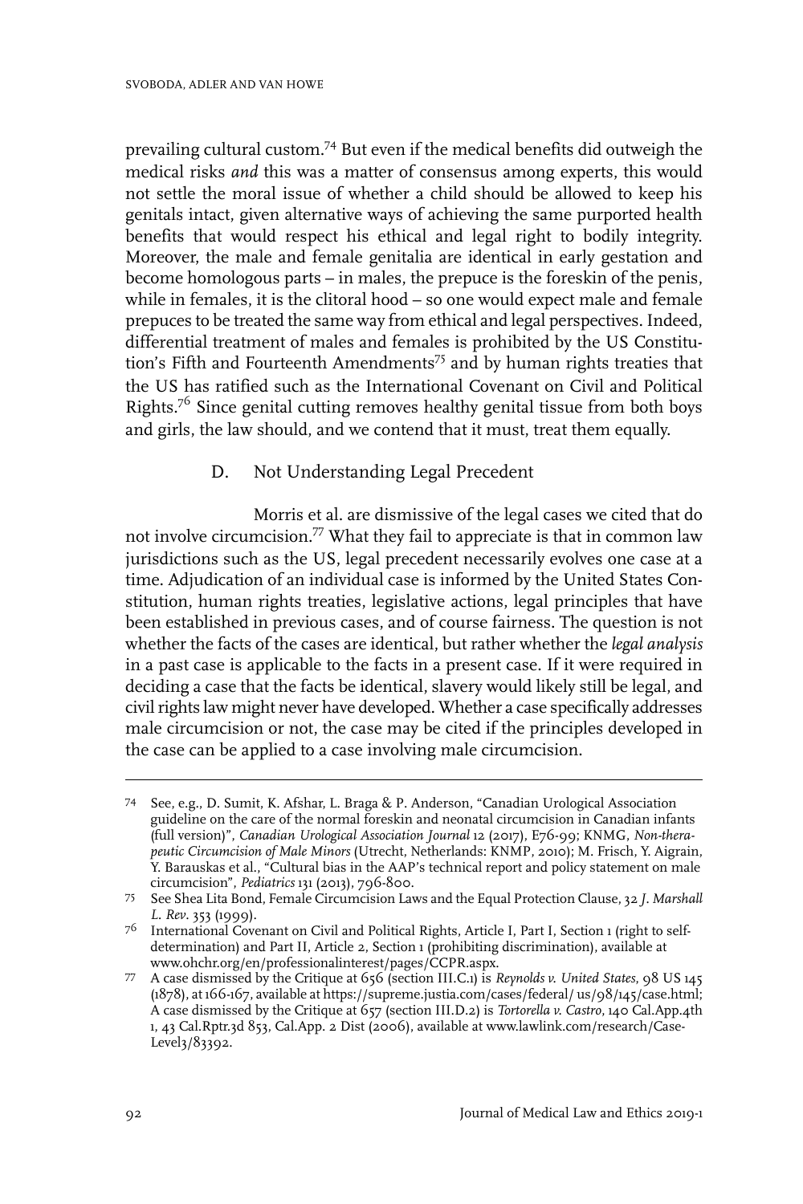prevailing cultural custom.[74] But even if the medical benefits did outweigh the medical risks *and* this was a matter of consensus among experts, this would not settle the moral issue of whether a child should be allowed to keep his genitals intact, given alternative ways of achieving the same purported health benefits that would respect his ethical and legal right to bodily integrity. Moreover, the male and female genitalia are identical in early gestation and become homologous parts – in males, the prepuce is the foreskin of the penis, while in females, it is the clitoral hood – so one would expect male and female prepuces to be treated the same way from ethical and legal perspectives. Indeed, differential treatment of males and females is prohibited by the US Constitution's Fifth and Fourteenth Amendments[75] and by human rights treaties that the US has ratified such as the International Covenant on Civil and Political Rights.[76] Since genital cutting removes healthy genital tissue from both boys and girls, the law should, and we contend that it must, treat them equally.

### D. Not Understanding Legal Precedent

Morris et al. are dismissive of the legal cases we cited that do not involve circumcision.[77] What they fail to appreciate is that in common law jurisdictions such as the US, legal precedent necessarily evolves one case at a time. Adjudication of an individual case is informed by the United States Constitution, human rights treaties, legislative actions, legal principles that have been established in previous cases, and of course fairness. The question is not whether the facts of the cases are identical, but rather whether the *legal analysis* in a past case is applicable to the facts in a present case. If it were required in deciding a case that the facts be identical, slavery would likely still be legal, and civil rights law might never have developed. Whether a case specifically addresses male circumcision or not, the case may be cited if the principles developed in the case can be applied to a case involving male circumcision.

---

74 See, e.g., D. Sumit, K. Afshar, L. Braga & P. Anderson, "Canadian Urological Association guideline on the care of the normal foreskin and neonatal circumcision in Canadian infants (full version)", *Canadian Urological Association Journal* 12 (2017), E76-99; KNMG, *Non-therapeutic Circumcision of Male Minors* (Utrecht, Netherlands: KNMP, 2010); M. Frisch, Y. Aigrain, Y. Barauskas et al., "Cultural bias in the AAP's technical report and policy statement on male circumcision", *Pediatrics* 131 (2013), 796-800.

75 See Shea Lita Bond, Female Circumcision Laws and the Equal Protection Clause, 32 *J. Marshall L. Rev*. 353 (1999).

76 International Covenant on Civil and Political Rights, Article I, Part I, Section 1 (right to self-determination) and Part II, Article 2, Section 1 (prohibiting discrimination), available at www.ohchr.org/en/professionalinterest/pages/CCPR.aspx.

77 A case dismissed by the Critique at 656 (section III.C.1) is *Reynolds v. United States*, 98 US 145 (1878), at 166-167, available at https://supreme.justia.com/cases/federal/ us/98/145/case.html; A case dismissed by the Critique at 657 (section III.D.2) is *Tortorella v. Castro*, 140 Cal.App.4th 1, 43 Cal.Rptr.3d 853, Cal.App. 2 Dist (2006), available at www.lawlink.com/research/CaseLevel3/83392.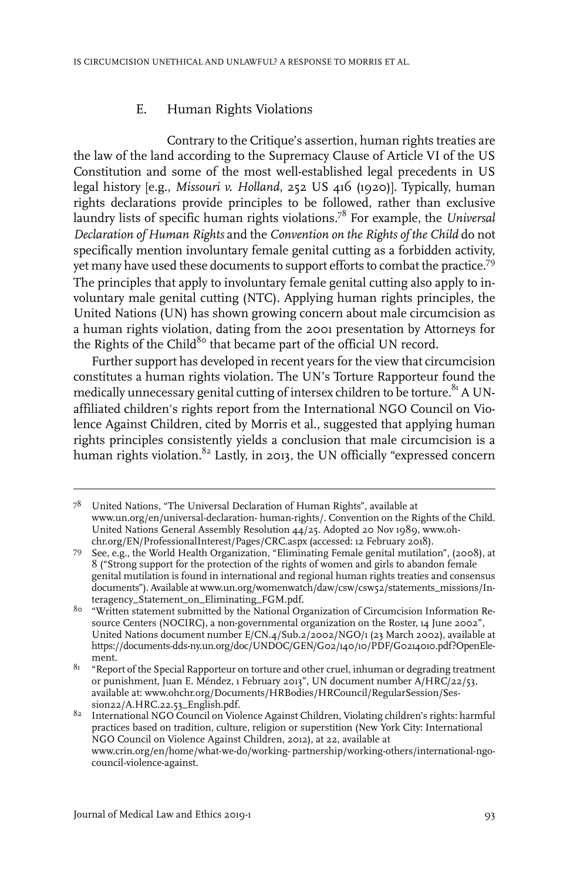### E. Human Rights Violations

Contrary to the Critique's assertion, human rights treaties are the law of the land according to the Supremacy Clause of Article VI of the US Constitution and some of the most well-established legal precedents in US legal history [e.g., *Missouri v. Holland*, 252 US 416 (1920)]. Typically, human rights declarations provide principles to be followed, rather than exclusive laundry lists of specific human rights violations.[78] For example, the *Universal Declaration of Human Rights* and the *Convention on the Rights of the Child* do not specifically mention involuntary female genital cutting as a forbidden activity, yet many have used these documents to support efforts to combat the practice.[79] The principles that apply to involuntary female genital cutting also apply to involuntary male genital cutting (NTC). Applying human rights principles, the United Nations (UN) has shown growing concern about male circumcision as a human rights violation, dating from the 2001 presentation by Attorneys for the Rights of the Child[80] that became part of the official UN record.

Further support has developed in recent years for the view that circumcision constitutes a human rights violation. The UN's Torture Rapporteur found the medically unnecessary genital cutting of intersex children to be torture.[81] A UN-affiliated children's rights report from the International NGO Council on Violence Against Children, cited by Morris et al., suggested that applying human rights principles consistently yields a conclusion that male circumcision is a human rights violation.[82] Lastly, in 2013, the UN officially "expressed concern

---

78 United Nations, "The Universal Declaration of Human Rights", available at www.un.org/en/universal-declaration- human-rights/. Convention on the Rights of the Child. United Nations General Assembly Resolution 44/25. Adopted 20 Nov 1989, www.ohchr.org/EN/ProfessionalInterest/Pages/CRC.aspx (accessed: 12 February 2018).

79 See, e.g., the World Health Organization, "Eliminating Female genital mutilation", (2008), at 8 ("Strong support for the protection of the rights of women and girls to abandon female genital mutilation is found in international and regional human rights treaties and consensus documents"). Available at www.un.org/womenwatch/daw/csw/csw52/statements_missions/Interagency_Statement_on_Eliminating_FGM.pdf.

80 "Written statement submitted by the National Organization of Circumcision Information Resource Centers (NOCIRC), a non-governmental organization on the Roster, 14 June 2002", United Nations document number E/CN.4/Sub.2/2002/NGO/1 (23 March 2002), available at https://documents-dds-ny.un.org/doc/UNDOC/GEN/G02/140/10/PDF/G0214010.pdf?OpenElement.

81 "Report of the Special Rapporteur on torture and other cruel, inhuman or degrading treatment or punishment, Juan E. Méndez, 1 February 2013", UN document number A/HRC/22/53, available at: www.ohchr.org/Documents/HRBodies/HRCouncil/RegularSession/Session22/A.HRC.22.53_English.pdf.

82 International NGO Council on Violence Against Children, Violating children's rights: harmful practices based on tradition, culture, religion or superstition (New York City: International NGO Council on Violence Against Children, 2012), at 22, available at www.crin.org/en/home/what-we-do/working- partnership/working-others/international-ngo-council-violence-against.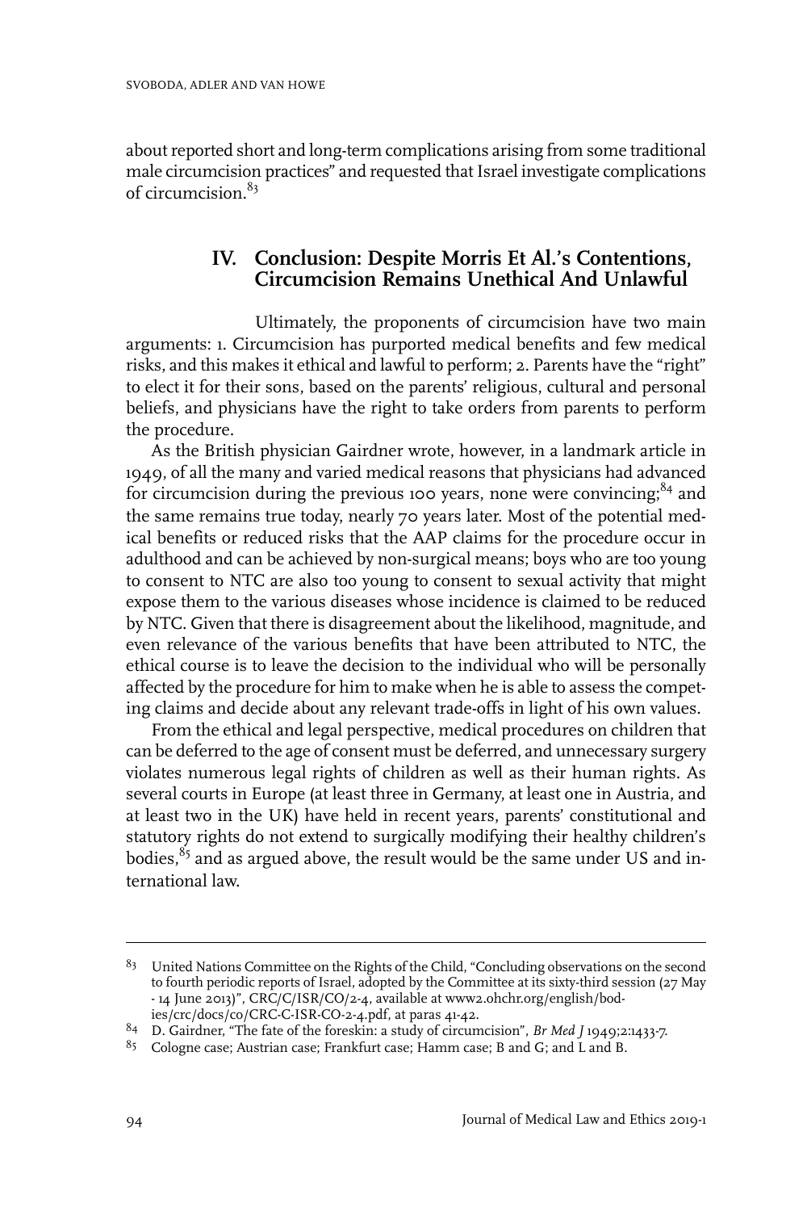about reported short and long-term complications arising from some traditional male circumcision practices" and requested that Israel investigate complications of circumcision.[83]

## IV. Conclusion: Despite Morris Et Al.'s Contentions, Circumcision Remains Unethical And Unlawful

Ultimately, the proponents of circumcision have two main arguments: 1. Circumcision has purported medical benefits and few medical risks, and this makes it ethical and lawful to perform; 2. Parents have the "right" to elect it for their sons, based on the parents' religious, cultural and personal beliefs, and physicians have the right to take orders from parents to perform the procedure.

As the British physician Gairdner wrote, however, in a landmark article in 1949, of all the many and varied medical reasons that physicians had advanced for circumcision during the previous 100 years, none were convincing;[84] and the same remains true today, nearly 70 years later. Most of the potential medical benefits or reduced risks that the AAP claims for the procedure occur in adulthood and can be achieved by non-surgical means; boys who are too young to consent to NTC are also too young to consent to sexual activity that might expose them to the various diseases whose incidence is claimed to be reduced by NTC. Given that there is disagreement about the likelihood, magnitude, and even relevance of the various benefits that have been attributed to NTC, the ethical course is to leave the decision to the individual who will be personally affected by the procedure for him to make when he is able to assess the competing claims and decide about any relevant trade-offs in light of his own values.

From the ethical and legal perspective, medical procedures on children that can be deferred to the age of consent must be deferred, and unnecessary surgery violates numerous legal rights of children as well as their human rights. As several courts in Europe (at least three in Germany, at least one in Austria, and at least two in the UK) have held in recent years, parents' constitutional and statutory rights do not extend to surgically modifying their healthy children's bodies,[85] and as argued above, the result would be the same under US and international law.

---

[83] United Nations Committee on the Rights of the Child, "Concluding observations on the second to fourth periodic reports of Israel, adopted by the Committee at its sixty-third session (27 May - 14 June 2013)", CRC/C/ISR/CO/2-4, available at www2.ohchr.org/english/bodies/crc/docs/co/CRC-C-ISR-CO-2-4.pdf, at paras 41-42.

[84] D. Gairdner, "The fate of the foreskin: a study of circumcision", *Br Med J* 1949;2:1433-7.

[85] Cologne case; Austrian case; Frankfurt case; Hamm case; B and G; and L and B.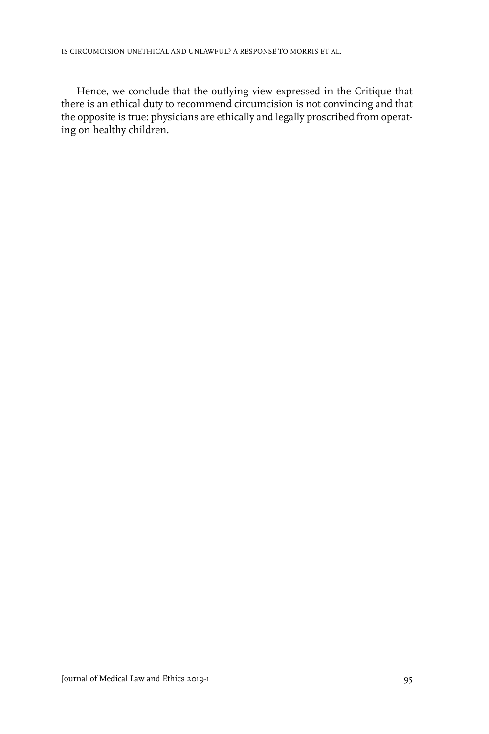Hence, we conclude that the outlying view expressed in the Critique that there is an ethical duty to recommend circumcision is not convincing and that the opposite is true: physicians are ethically and legally proscribed from operating on healthy children.